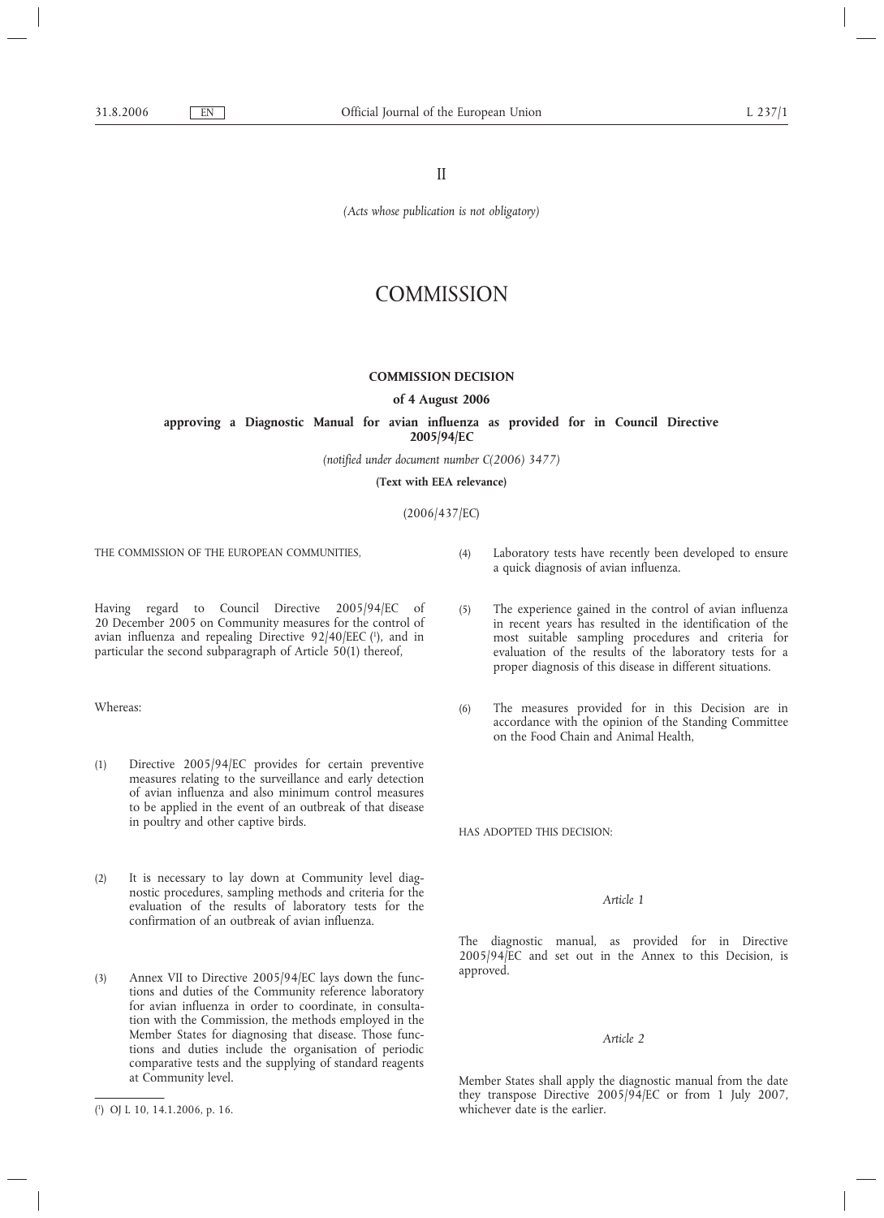II

*(Acts whose publication is not obligatory)*

# COMMISSION

## COMMISSION DECISION

**of 4 August 2006**

**approving a Diagnostic Manual for avian influenza as provided for in Council Directive 2005/94/EC**

*(notified under document number C(2006) 3477)*

**(Text with EEA relevance)**

(2006/437/EC)

THE COMMISSION OF THE EUROPEAN COMMUNITIES,

Having regard to Council Directive 2005/94/EC of 20 December 2005 on Community measures for the control of avian influenza and repealing Directive 92/40/EEC [1], and in particular the second subparagraph of Article 50(1) thereof,

Whereas:

(1) Directive 2005/94/EC provides for certain preventive measures relating to the surveillance and early detection of avian influenza and also minimum control measures to be applied in the event of an outbreak of that disease in poultry and other captive birds.

(2) It is necessary to lay down at Community level diagnostic procedures, sampling methods and criteria for the evaluation of the results of laboratory tests for the confirmation of an outbreak of avian influenza.

(3) Annex VII to Directive 2005/94/EC lays down the functions and duties of the Community reference laboratory for avian influenza in order to coordinate, in consultation with the Commission, the methods employed in the Member States for diagnosing that disease. Those functions and duties include the organisation of periodic comparative tests and the supplying of standard reagents at Community level.

(4) Laboratory tests have recently been developed to ensure a quick diagnosis of avian influenza.

(5) The experience gained in the control of avian influenza in recent years has resulted in the identification of the most suitable sampling procedures and criteria for evaluation of the results of the laboratory tests for a proper diagnosis of this disease in different situations.

(6) The measures provided for in this Decision are in accordance with the opinion of the Standing Committee on the Food Chain and Animal Health,

HAS ADOPTED THIS DECISION:

*Article 1*

The diagnostic manual, as provided for in Directive 2005/94/EC and set out in the Annex to this Decision, is approved.

*Article 2*

Member States shall apply the diagnostic manual from the date they transpose Directive 2005/94/EC or from 1 July 2007, whichever date is the earlier.

[1] OJ L 10, 14.1.2006, p. 16.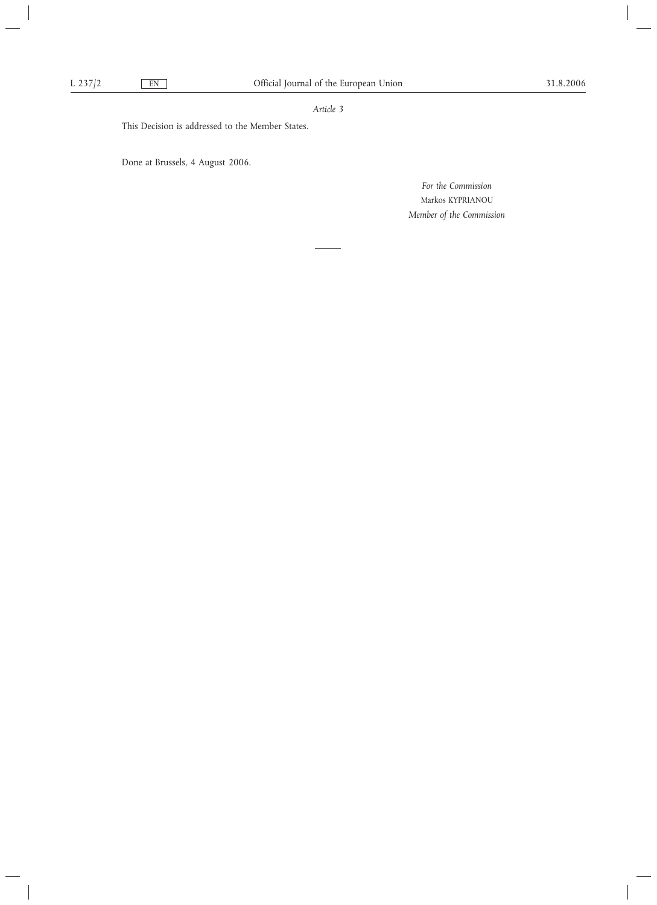*Article 3*

This Decision is addressed to the Member States.

Done at Brussels, 4 August 2006.

*For the Commission*

Markos KYPRIANOU

*Member of the Commission*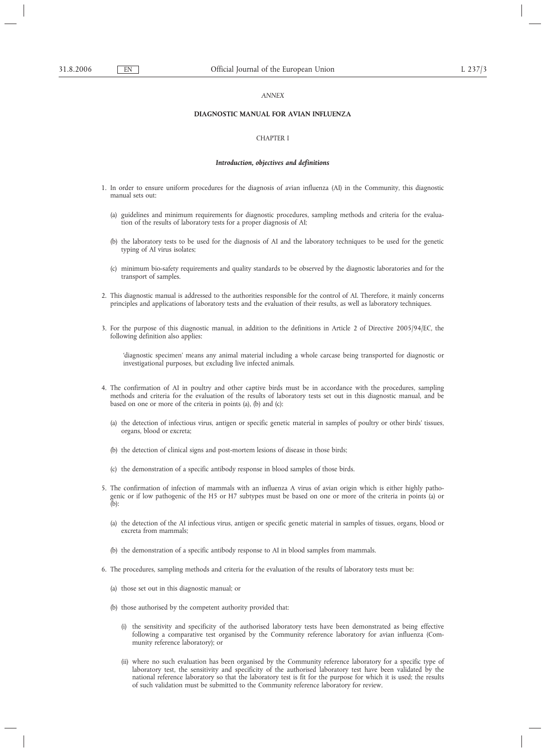*ANNEX*

**DIAGNOSTIC MANUAL FOR AVIAN INFLUENZA**

CHAPTER I

***Introduction, objectives and definitions***

1. In order to ensure uniform procedures for the diagnosis of avian influenza (AI) in the Community, this diagnostic manual sets out:

   (a) guidelines and minimum requirements for diagnostic procedures, sampling methods and criteria for the evaluation of the results of laboratory tests for a proper diagnosis of AI;

   (b) the laboratory tests to be used for the diagnosis of AI and the laboratory techniques to be used for the genetic typing of AI virus isolates;

   (c) minimum bio-safety requirements and quality standards to be observed by the diagnostic laboratories and for the transport of samples.

2. This diagnostic manual is addressed to the authorities responsible for the control of AI. Therefore, it mainly concerns principles and applications of laboratory tests and the evaluation of their results, as well as laboratory techniques.

3. For the purpose of this diagnostic manual, in addition to the definitions in Article 2 of Directive 2005/94/EC, the following definition also applies:

   'diagnostic specimen' means any animal material including a whole carcase being transported for diagnostic or investigational purposes, but excluding live infected animals.

4. The confirmation of AI in poultry and other captive birds must be in accordance with the procedures, sampling methods and criteria for the evaluation of the results of laboratory tests set out in this diagnostic manual, and be based on one or more of the criteria in points (a), (b) and (c):

   (a) the detection of infectious virus, antigen or specific genetic material in samples of poultry or other birds' tissues, organs, blood or excreta;

   (b) the detection of clinical signs and post-mortem lesions of disease in those birds;

   (c) the demonstration of a specific antibody response in blood samples of those birds.

5. The confirmation of infection of mammals with an influenza A virus of avian origin which is either highly pathogenic or if low pathogenic of the H5 or H7 subtypes must be based on one or more of the criteria in points (a) or (b):

   (a) the detection of the AI infectious virus, antigen or specific genetic material in samples of tissues, organs, blood or excreta from mammals;

   (b) the demonstration of a specific antibody response to AI in blood samples from mammals.

6. The procedures, sampling methods and criteria for the evaluation of the results of laboratory tests must be:

   (a) those set out in this diagnostic manual; or

   (b) those authorised by the competent authority provided that:

      (i) the sensitivity and specificity of the authorised laboratory tests have been demonstrated as being effective following a comparative test organised by the Community reference laboratory for avian influenza (Community reference laboratory); or

      (ii) where no such evaluation has been organised by the Community reference laboratory for a specific type of laboratory test, the sensitivity and specificity of the authorised laboratory test have been validated by the national reference laboratory so that the laboratory test is fit for the purpose for which it is used; the results of such validation must be submitted to the Community reference laboratory for review.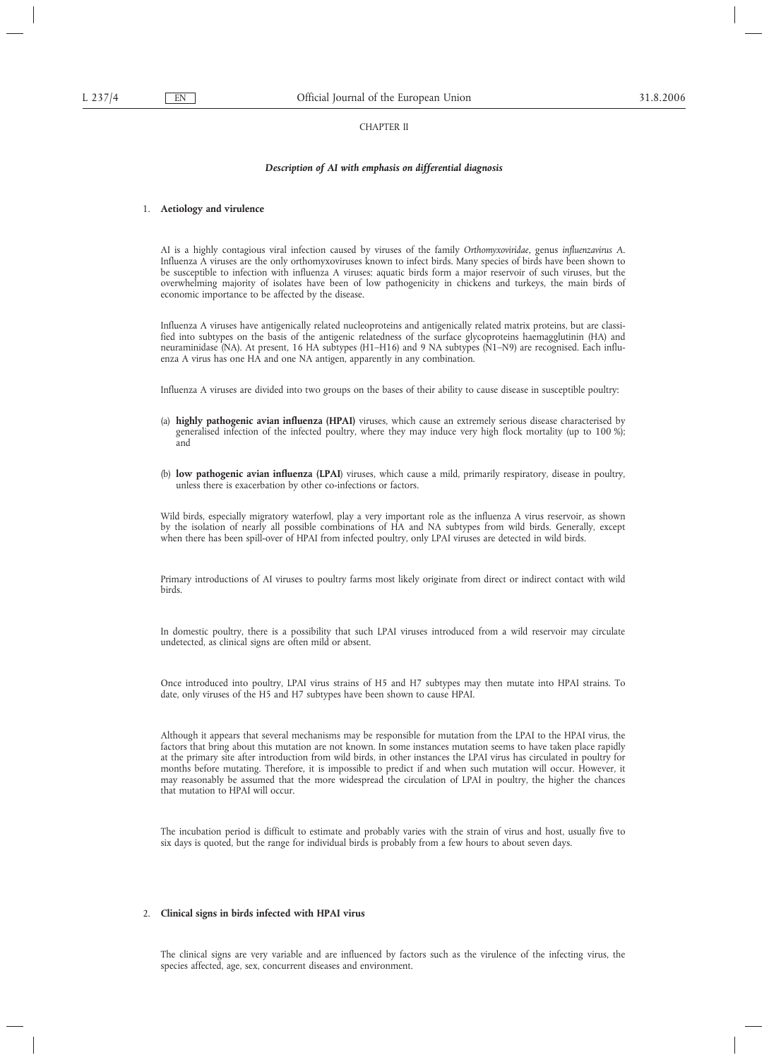CHAPTER II

### *Description of AI with emphasis on differential diagnosis*

1. **Aetiology and virulence**

AI is a highly contagious viral infection caused by viruses of the family *Orthomyxoviridae*, genus *influenzavirus A*. Influenza A viruses are the only orthomyxoviruses known to infect birds. Many species of birds have been shown to be susceptible to infection with influenza A viruses; aquatic birds form a major reservoir of such viruses, but the overwhelming majority of isolates have been of low pathogenicity in chickens and turkeys, the main birds of economic importance to be affected by the disease.

Influenza A viruses have antigenically related nucleoproteins and antigenically related matrix proteins, but are classified into subtypes on the basis of the antigenic relatedness of the surface glycoproteins haemagglutinin (HA) and neuraminidase (NA). At present, 16 HA subtypes (H1–H16) and 9 NA subtypes (N1–N9) are recognised. Each influenza A virus has one HA and one NA antigen, apparently in any combination.

Influenza A viruses are divided into two groups on the bases of their ability to cause disease in susceptible poultry:

(a) **highly pathogenic avian influenza (HPAI)** viruses, which cause an extremely serious disease characterised by generalised infection of the infected poultry, where they may induce very high flock mortality (up to 100 %); and

(b) **low pathogenic avian influenza (LPAI**) viruses, which cause a mild, primarily respiratory, disease in poultry, unless there is exacerbation by other co-infections or factors.

Wild birds, especially migratory waterfowl, play a very important role as the influenza A virus reservoir, as shown by the isolation of nearly all possible combinations of HA and NA subtypes from wild birds. Generally, except when there has been spill-over of HPAI from infected poultry, only LPAI viruses are detected in wild birds.

Primary introductions of AI viruses to poultry farms most likely originate from direct or indirect contact with wild birds.

In domestic poultry, there is a possibility that such LPAI viruses introduced from a wild reservoir may circulate undetected, as clinical signs are often mild or absent.

Once introduced into poultry, LPAI virus strains of H5 and H7 subtypes may then mutate into HPAI strains. To date, only viruses of the H5 and H7 subtypes have been shown to cause HPAI.

Although it appears that several mechanisms may be responsible for mutation from the LPAI to the HPAI virus, the factors that bring about this mutation are not known. In some instances mutation seems to have taken place rapidly at the primary site after introduction from wild birds, in other instances the LPAI virus has circulated in poultry for months before mutating. Therefore, it is impossible to predict if and when such mutation will occur. However, it may reasonably be assumed that the more widespread the circulation of LPAI in poultry, the higher the chances that mutation to HPAI will occur.

The incubation period is difficult to estimate and probably varies with the strain of virus and host, usually five to six days is quoted, but the range for individual birds is probably from a few hours to about seven days.

2. **Clinical signs in birds infected with HPAI virus**

The clinical signs are very variable and are influenced by factors such as the virulence of the infecting virus, the species affected, age, sex, concurrent diseases and environment.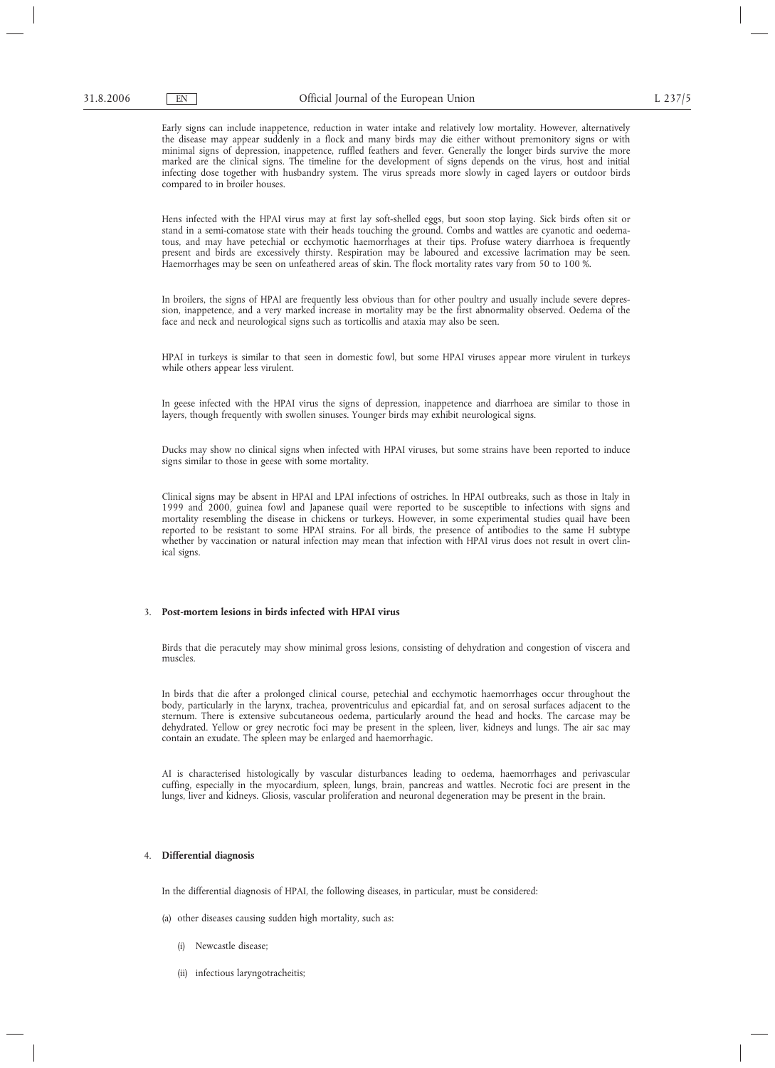Early signs can include inappetence, reduction in water intake and relatively low mortality. However, alternatively the disease may appear suddenly in a flock and many birds may die either without premonitory signs or with minimal signs of depression, inappetence, ruffled feathers and fever. Generally the longer birds survive the more marked are the clinical signs. The timeline for the development of signs depends on the virus, host and initial infecting dose together with husbandry system. The virus spreads more slowly in caged layers or outdoor birds compared to in broiler houses.

Hens infected with the HPAI virus may at first lay soft-shelled eggs, but soon stop laying. Sick birds often sit or stand in a semi-comatose state with their heads touching the ground. Combs and wattles are cyanotic and oedematous, and may have petechial or ecchymotic haemorrhages at their tips. Profuse watery diarrhoea is frequently present and birds are excessively thirsty. Respiration may be laboured and excessive lacrimation may be seen. Haemorrhages may be seen on unfeathered areas of skin. The flock mortality rates vary from 50 to 100 %.

In broilers, the signs of HPAI are frequently less obvious than for other poultry and usually include severe depression, inappetence, and a very marked increase in mortality may be the first abnormality observed. Oedema of the face and neck and neurological signs such as torticollis and ataxia may also be seen.

HPAI in turkeys is similar to that seen in domestic fowl, but some HPAI viruses appear more virulent in turkeys while others appear less virulent.

In geese infected with the HPAI virus the signs of depression, inappetence and diarrhoea are similar to those in layers, though frequently with swollen sinuses. Younger birds may exhibit neurological signs.

Ducks may show no clinical signs when infected with HPAI viruses, but some strains have been reported to induce signs similar to those in geese with some mortality.

Clinical signs may be absent in HPAI and LPAI infections of ostriches. In HPAI outbreaks, such as those in Italy in 1999 and 2000, guinea fowl and Japanese quail were reported to be susceptible to infections with signs and mortality resembling the disease in chickens or turkeys. However, in some experimental studies quail have been reported to be resistant to some HPAI strains. For all birds, the presence of antibodies to the same H subtype whether by vaccination or natural infection may mean that infection with HPAI virus does not result in overt clinical signs.

3. **Post-mortem lesions in birds infected with HPAI virus**

Birds that die peracutely may show minimal gross lesions, consisting of dehydration and congestion of viscera and muscles.

In birds that die after a prolonged clinical course, petechial and ecchymotic haemorrhages occur throughout the body, particularly in the larynx, trachea, proventriculus and epicardial fat, and on serosal surfaces adjacent to the sternum. There is extensive subcutaneous oedema, particularly around the head and hocks. The carcase may be dehydrated. Yellow or grey necrotic foci may be present in the spleen, liver, kidneys and lungs. The air sac may contain an exudate. The spleen may be enlarged and haemorrhagic.

AI is characterised histologically by vascular disturbances leading to oedema, haemorrhages and perivascular cuffing, especially in the myocardium, spleen, lungs, brain, pancreas and wattles. Necrotic foci are present in the lungs, liver and kidneys. Gliosis, vascular proliferation and neuronal degeneration may be present in the brain.

4. **Differential diagnosis**

In the differential diagnosis of HPAI, the following diseases, in particular, must be considered:

(a) other diseases causing sudden high mortality, such as:

  (i) Newcastle disease;

  (ii) infectious laryngotracheitis;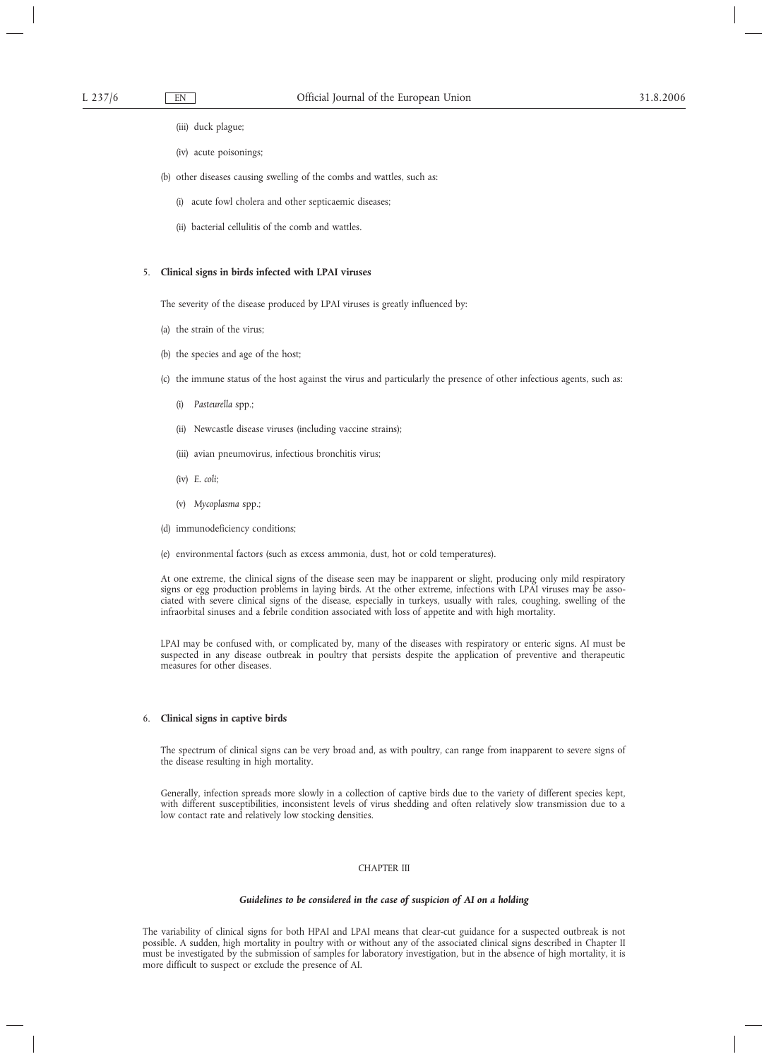(iii) duck plague;

(iv) acute poisonings;

(b) other diseases causing swelling of the combs and wattles, such as:

(i) acute fowl cholera and other septicaemic diseases;

(ii) bacterial cellulitis of the comb and wattles.

### 5. **Clinical signs in birds infected with LPAI viruses**

The severity of the disease produced by LPAI viruses is greatly influenced by:

(a) the strain of the virus;

(b) the species and age of the host;

(c) the immune status of the host against the virus and particularly the presence of other infectious agents, such as:

(i) *Pasteurella* spp.;

(ii) Newcastle disease viruses (including vaccine strains);

(iii) avian pneumovirus, infectious bronchitis virus;

(iv) *E. coli*;

(v) *Mycoplasma* spp.;

(d) immunodeficiency conditions;

(e) environmental factors (such as excess ammonia, dust, hot or cold temperatures).

At one extreme, the clinical signs of the disease seen may be inapparent or slight, producing only mild respiratory signs or egg production problems in laying birds. At the other extreme, infections with LPAI viruses may be associated with severe clinical signs of the disease, especially in turkeys, usually with rales, coughing, swelling of the infraorbital sinuses and a febrile condition associated with loss of appetite and with high mortality.

LPAI may be confused with, or complicated by, many of the diseases with respiratory or enteric signs. AI must be suspected in any disease outbreak in poultry that persists despite the application of preventive and therapeutic measures for other diseases.

### 6. **Clinical signs in captive birds**

The spectrum of clinical signs can be very broad and, as with poultry, can range from inapparent to severe signs of the disease resulting in high mortality.

Generally, infection spreads more slowly in a collection of captive birds due to the variety of different species kept, with different susceptibilities, inconsistent levels of virus shedding and often relatively slow transmission due to a low contact rate and relatively low stocking densities.

## CHAPTER III

### ***Guidelines to be considered in the case of suspicion of AI on a holding***

The variability of clinical signs for both HPAI and LPAI means that clear-cut guidance for a suspected outbreak is not possible. A sudden, high mortality in poultry with or without any of the associated clinical signs described in Chapter II must be investigated by the submission of samples for laboratory investigation, but in the absence of high mortality, it is more difficult to suspect or exclude the presence of AI.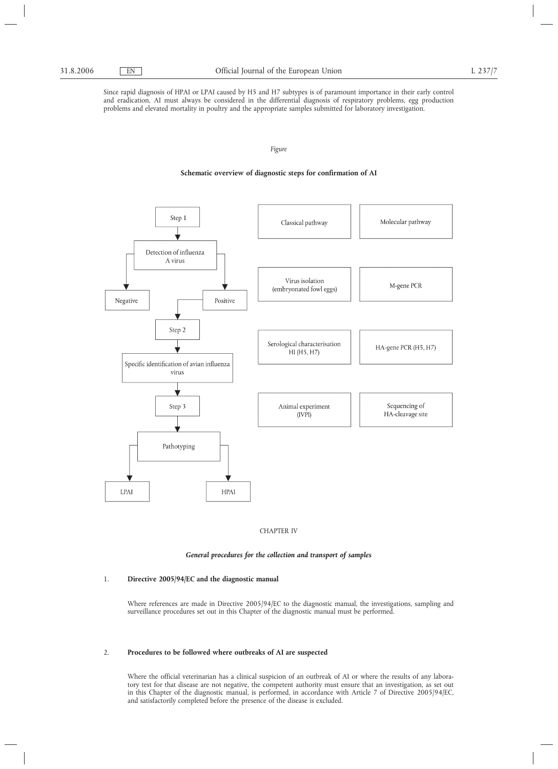Since rapid diagnosis of HPAI or LPAI caused by H5 and H7 subtypes is of paramount importance in their early control and eradication, AI must always be considered in the differential diagnosis of respiratory problems, egg production problems and elevated mortality in poultry and the appropriate samples submitted for laboratory investigation.

*Figure*

**Schematic overview of diagnostic steps for confirmation of AI**

| | Classical pathway | Molecular pathway |
|---|---|---|
| Step 1: Detection of influenza A virus (→ Negative / Positive) | Virus isolation (embryonated fowl eggs) | M-gene PCR |
| Step 2: Specific identification of avian influenza virus | Serological characterisation HI (H5, H7) | HA-gene PCR (H5, H7) |
| Step 3: Pathotyping (→ LPAI / HPAI) | Animal experiment (IVPI) | Sequencing of HA-cleavage site |

CHAPTER IV

***General procedures for the collection and transport of samples***

1. **Directive 2005/94/EC and the diagnostic manual**

Where references are made in Directive 2005/94/EC to the diagnostic manual, the investigations, sampling and surveillance procedures set out in this Chapter of the diagnostic manual must be performed.

2. **Procedures to be followed where outbreaks of AI are suspected**

Where the official veterinarian has a clinical suspicion of an outbreak of AI or where the results of any laboratory test for that disease are not negative, the competent authority must ensure that an investigation, as set out in this Chapter of the diagnostic manual, is performed, in accordance with Article 7 of Directive 2005/94/EC, and satisfactorily completed before the presence of the disease is excluded.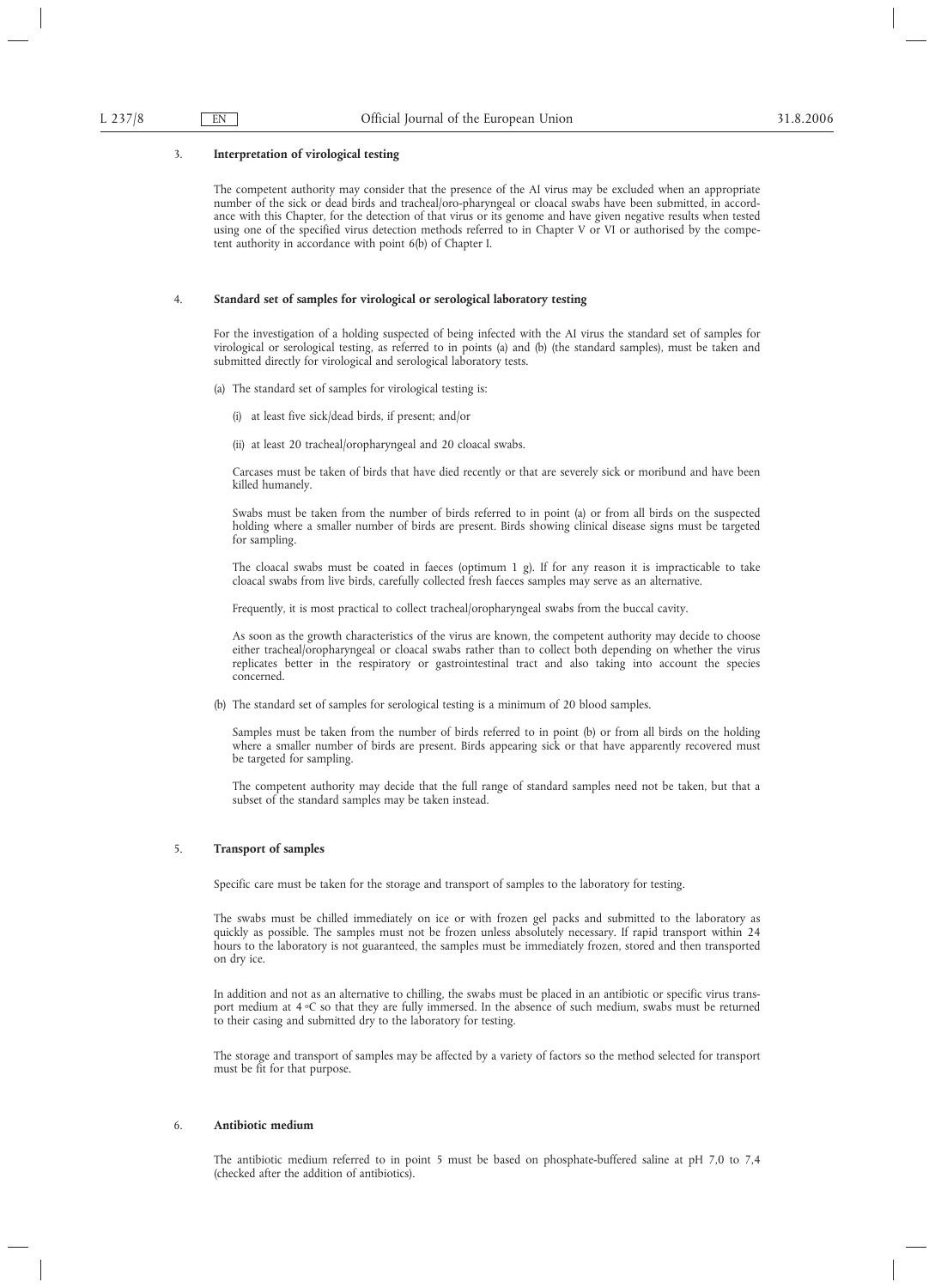### 3. Interpretation of virological testing

The competent authority may consider that the presence of the AI virus may be excluded when an appropriate number of the sick or dead birds and tracheal/oro-pharyngeal or cloacal swabs have been submitted, in accordance with this Chapter, for the detection of that virus or its genome and have given negative results when tested using one of the specified virus detection methods referred to in Chapter V or VI or authorised by the competent authority in accordance with point 6(b) of Chapter I.

### 4. Standard set of samples for virological or serological laboratory testing

For the investigation of a holding suspected of being infected with the AI virus the standard set of samples for virological or serological testing, as referred to in points (a) and (b) (the standard samples), must be taken and submitted directly for virological and serological laboratory tests.

(a) The standard set of samples for virological testing is:

(i) at least five sick/dead birds, if present; and/or

(ii) at least 20 tracheal/oropharyngeal and 20 cloacal swabs.

Carcases must be taken of birds that have died recently or that are severely sick or moribund and have been killed humanely.

Swabs must be taken from the number of birds referred to in point (a) or from all birds on the suspected holding where a smaller number of birds are present. Birds showing clinical disease signs must be targeted for sampling.

The cloacal swabs must be coated in faeces (optimum 1 g). If for any reason it is impracticable to take cloacal swabs from live birds, carefully collected fresh faeces samples may serve as an alternative.

Frequently, it is most practical to collect tracheal/oropharyngeal swabs from the buccal cavity.

As soon as the growth characteristics of the virus are known, the competent authority may decide to choose either tracheal/oropharyngeal or cloacal swabs rather than to collect both depending on whether the virus replicates better in the respiratory or gastrointestinal tract and also taking into account the species concerned.

(b) The standard set of samples for serological testing is a minimum of 20 blood samples.

Samples must be taken from the number of birds referred to in point (b) or from all birds on the holding where a smaller number of birds are present. Birds appearing sick or that have apparently recovered must be targeted for sampling.

The competent authority may decide that the full range of standard samples need not be taken, but that a subset of the standard samples may be taken instead.

### 5. Transport of samples

Specific care must be taken for the storage and transport of samples to the laboratory for testing.

The swabs must be chilled immediately on ice or with frozen gel packs and submitted to the laboratory as quickly as possible. The samples must not be frozen unless absolutely necessary. If rapid transport within 24 hours to the laboratory is not guaranteed, the samples must be immediately frozen, stored and then transported on dry ice.

In addition and not as an alternative to chilling, the swabs must be placed in an antibiotic or specific virus transport medium at 4 °C so that they are fully immersed. In the absence of such medium, swabs must be returned to their casing and submitted dry to the laboratory for testing.

The storage and transport of samples may be affected by a variety of factors so the method selected for transport must be fit for that purpose.

### 6. Antibiotic medium

The antibiotic medium referred to in point 5 must be based on phosphate-buffered saline at pH 7,0 to 7,4 (checked after the addition of antibiotics).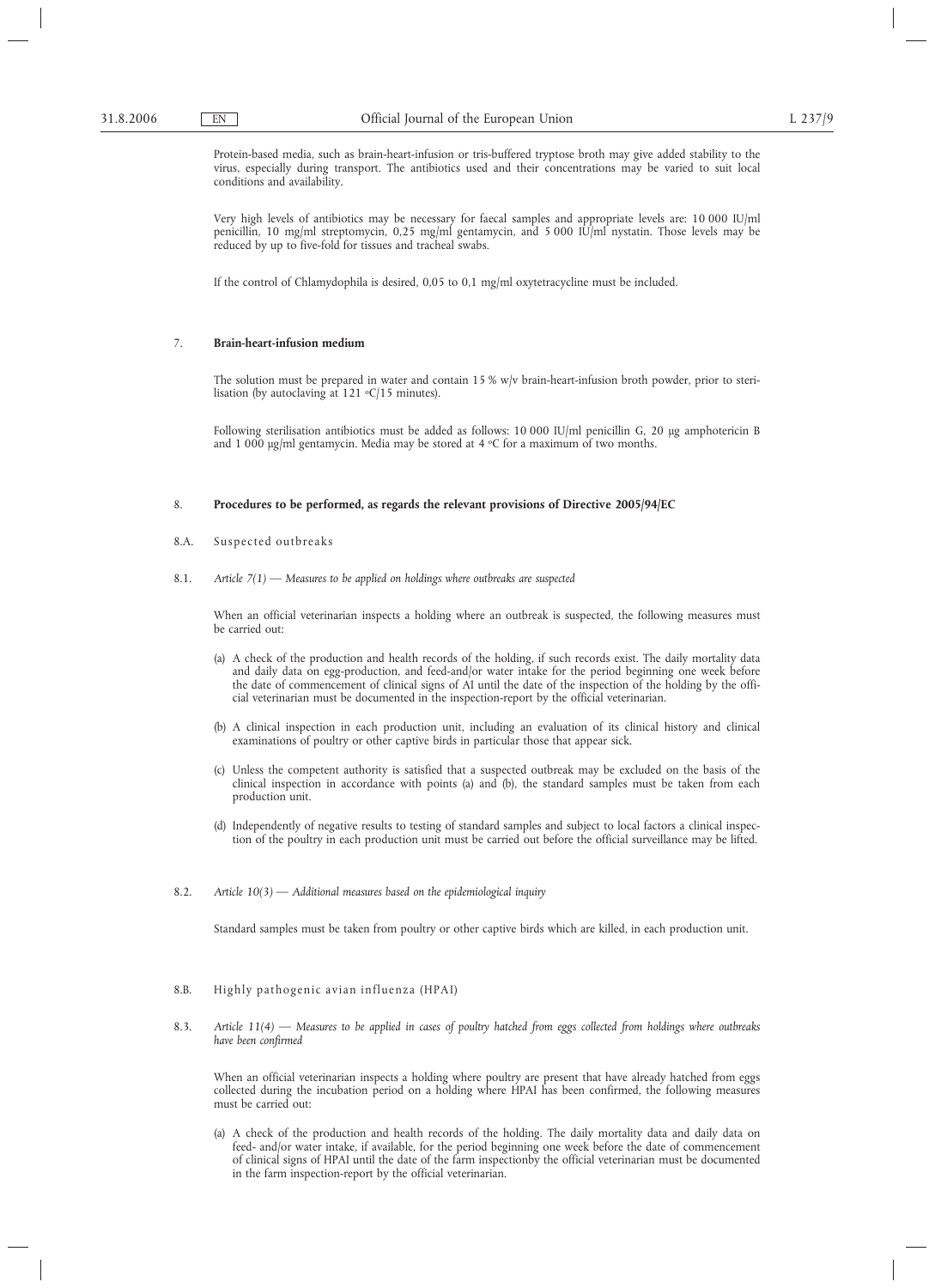Protein-based media, such as brain-heart-infusion or tris-buffered tryptose broth may give added stability to the virus, especially during transport. The antibiotics used and their concentrations may be varied to suit local conditions and availability.

Very high levels of antibiotics may be necessary for faecal samples and appropriate levels are: 10 000 IU/ml penicillin, 10 mg/ml streptomycin, 0,25 mg/ml gentamycin, and 5 000 IU/ml nystatin. Those levels may be reduced by up to five-fold for tissues and tracheal swabs.

If the control of Chlamydophila is desired, 0,05 to 0,1 mg/ml oxytetracycline must be included.

## 7. **Brain-heart-infusion medium**

The solution must be prepared in water and contain 15 % w/v brain-heart-infusion broth powder, prior to sterilisation (by autoclaving at 121 °C/15 minutes).

Following sterilisation antibiotics must be added as follows: 10 000 IU/ml penicillin G, 20 µg amphotericin B and 1 000 µg/ml gentamycin. Media may be stored at 4 °C for a maximum of two months.

## 8. **Procedures to be performed, as regards the relevant provisions of Directive 2005/94/EC**

### 8.A. Suspected outbreaks

8.1. *Article 7(1) — Measures to be applied on holdings where outbreaks are suspected*

When an official veterinarian inspects a holding where an outbreak is suspected, the following measures must be carried out:

(a) A check of the production and health records of the holding, if such records exist. The daily mortality data and daily data on egg-production, and feed-and/or water intake for the period beginning one week before the date of commencement of clinical signs of AI until the date of the inspection of the holding by the official veterinarian must be documented in the inspection-report by the official veterinarian.

(b) A clinical inspection in each production unit, including an evaluation of its clinical history and clinical examinations of poultry or other captive birds in particular those that appear sick.

(c) Unless the competent authority is satisfied that a suspected outbreak may be excluded on the basis of the clinical inspection in accordance with points (a) and (b), the standard samples must be taken from each production unit.

(d) Independently of negative results to testing of standard samples and subject to local factors a clinical inspection of the poultry in each production unit must be carried out before the official surveillance may be lifted.

8.2. *Article 10(3) — Additional measures based on the epidemiological inquiry*

Standard samples must be taken from poultry or other captive birds which are killed, in each production unit.

### 8.B. Highly pathogenic avian influenza (HPAI)

8.3. *Article 11(4) — Measures to be applied in cases of poultry hatched from eggs collected from holdings where outbreaks have been confirmed*

When an official veterinarian inspects a holding where poultry are present that have already hatched from eggs collected during the incubation period on a holding where HPAI has been confirmed, the following measures must be carried out:

(a) A check of the production and health records of the holding. The daily mortality data and daily data on feed- and/or water intake, if available, for the period beginning one week before the date of commencement of clinical signs of HPAI until the date of the farm inspectionby the official veterinarian must be documented in the farm inspection-report by the official veterinarian.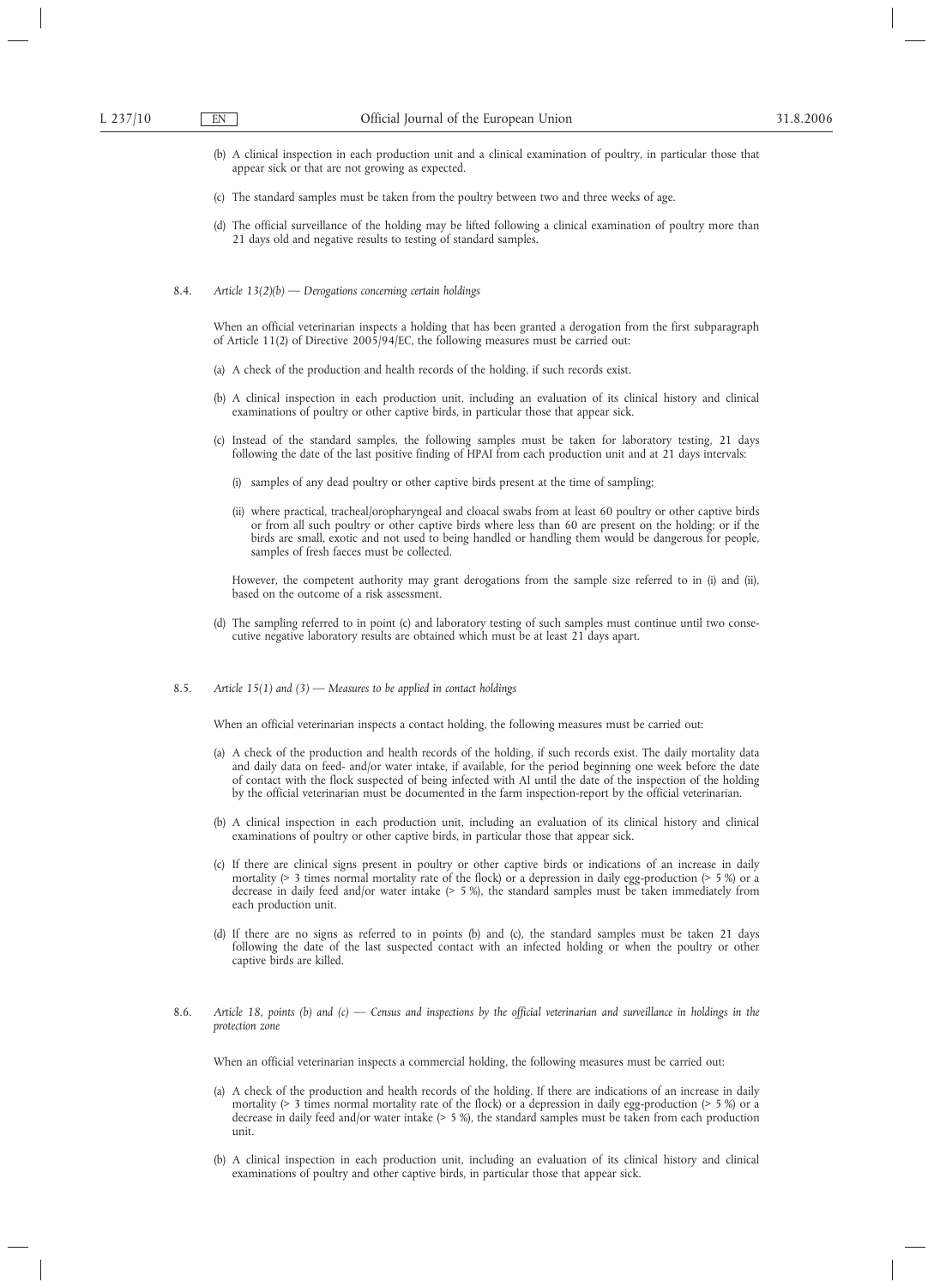(b) A clinical inspection in each production unit and a clinical examination of poultry, in particular those that appear sick or that are not growing as expected.

(c) The standard samples must be taken from the poultry between two and three weeks of age.

(d) The official surveillance of the holding may be lifted following a clinical examination of poultry more than 21 days old and negative results to testing of standard samples.

8.4. *Article 13(2)(b) — Derogations concerning certain holdings*

When an official veterinarian inspects a holding that has been granted a derogation from the first subparagraph of Article 11(2) of Directive 2005/94/EC, the following measures must be carried out:

(a) A check of the production and health records of the holding, if such records exist.

(b) A clinical inspection in each production unit, including an evaluation of its clinical history and clinical examinations of poultry or other captive birds, in particular those that appear sick.

(c) Instead of the standard samples, the following samples must be taken for laboratory testing, 21 days following the date of the last positive finding of HPAI from each production unit and at 21 days intervals:

(i) samples of any dead poultry or other captive birds present at the time of sampling;

(ii) where practical, tracheal/oropharyngeal and cloacal swabs from at least 60 poultry or other captive birds or from all such poultry or other captive birds where less than 60 are present on the holding; or if the birds are small, exotic and not used to being handled or handling them would be dangerous for people, samples of fresh faeces must be collected.

However, the competent authority may grant derogations from the sample size referred to in (i) and (ii), based on the outcome of a risk assessment.

(d) The sampling referred to in point (c) and laboratory testing of such samples must continue until two consecutive negative laboratory results are obtained which must be at least 21 days apart.

8.5. *Article 15(1) and (3) — Measures to be applied in contact holdings*

When an official veterinarian inspects a contact holding, the following measures must be carried out:

(a) A check of the production and health records of the holding, if such records exist. The daily mortality data and daily data on feed- and/or water intake, if available, for the period beginning one week before the date of contact with the flock suspected of being infected with AI until the date of the inspection of the holding by the official veterinarian must be documented in the farm inspection-report by the official veterinarian.

(b) A clinical inspection in each production unit, including an evaluation of its clinical history and clinical examinations of poultry or other captive birds, in particular those that appear sick.

(c) If there are clinical signs present in poultry or other captive birds or indications of an increase in daily mortality (> 3 times normal mortality rate of the flock) or a depression in daily egg-production (> 5 %) or a decrease in daily feed and/or water intake (> 5 %), the standard samples must be taken immediately from each production unit.

(d) If there are no signs as referred to in points (b) and (c), the standard samples must be taken 21 days following the date of the last suspected contact with an infected holding or when the poultry or other captive birds are killed.

8.6. *Article 18, points (b) and (c) — Census and inspections by the official veterinarian and surveillance in holdings in the protection zone*

When an official veterinarian inspects a commercial holding, the following measures must be carried out:

(a) A check of the production and health records of the holding. If there are indications of an increase in daily mortality (> 3 times normal mortality rate of the flock) or a depression in daily egg-production (> 5 %) or a decrease in daily feed and/or water intake (> 5 %), the standard samples must be taken from each production unit.

(b) A clinical inspection in each production unit, including an evaluation of its clinical history and clinical examinations of poultry and other captive birds, in particular those that appear sick.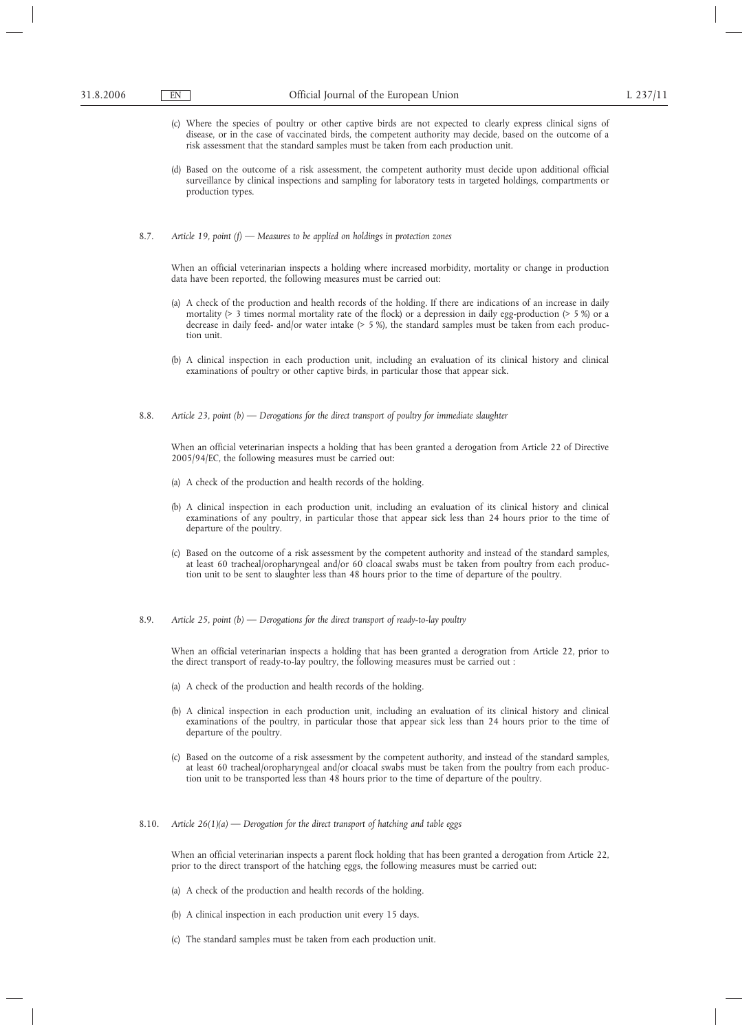(c) Where the species of poultry or other captive birds are not expected to clearly express clinical signs of disease, or in the case of vaccinated birds, the competent authority may decide, based on the outcome of a risk assessment that the standard samples must be taken from each production unit.

(d) Based on the outcome of a risk assessment, the competent authority must decide upon additional official surveillance by clinical inspections and sampling for laboratory tests in targeted holdings, compartments or production types.

8.7. *Article 19, point (f) — Measures to be applied on holdings in protection zones*

When an official veterinarian inspects a holding where increased morbidity, mortality or change in production data have been reported, the following measures must be carried out:

(a) A check of the production and health records of the holding. If there are indications of an increase in daily mortality (> 3 times normal mortality rate of the flock) or a depression in daily egg-production (> 5 %) or a decrease in daily feed- and/or water intake (> 5 %), the standard samples must be taken from each production unit.

(b) A clinical inspection in each production unit, including an evaluation of its clinical history and clinical examinations of poultry or other captive birds, in particular those that appear sick.

8.8. *Article 23, point (b) — Derogations for the direct transport of poultry for immediate slaughter*

When an official veterinarian inspects a holding that has been granted a derogation from Article 22 of Directive 2005/94/EC, the following measures must be carried out:

(a) A check of the production and health records of the holding.

(b) A clinical inspection in each production unit, including an evaluation of its clinical history and clinical examinations of any poultry, in particular those that appear sick less than 24 hours prior to the time of departure of the poultry.

(c) Based on the outcome of a risk assessment by the competent authority and instead of the standard samples, at least 60 tracheal/oropharyngeal and/or 60 cloacal swabs must be taken from poultry from each production unit to be sent to slaughter less than 48 hours prior to the time of departure of the poultry.

8.9. *Article 25, point (b) — Derogations for the direct transport of ready-to-lay poultry*

When an official veterinarian inspects a holding that has been granted a derogration from Article 22, prior to the direct transport of ready-to-lay poultry, the following measures must be carried out :

(a) A check of the production and health records of the holding.

(b) A clinical inspection in each production unit, including an evaluation of its clinical history and clinical examinations of the poultry, in particular those that appear sick less than 24 hours prior to the time of departure of the poultry.

(c) Based on the outcome of a risk assessment by the competent authority, and instead of the standard samples, at least 60 tracheal/oropharyngeal and/or 60 cloacal swabs must be taken from the poultry from each production unit to be transported less than 48 hours prior to the time of departure of the poultry.

8.10. *Article 26(1)(a) — Derogation for the direct transport of hatching and table eggs*

When an official veterinarian inspects a parent flock holding that has been granted a derogation from Article 22, prior to the direct transport of the hatching eggs, the following measures must be carried out:

(a) A check of the production and health records of the holding.

(b) A clinical inspection in each production unit every 15 days.

(c) The standard samples must be taken from each production unit.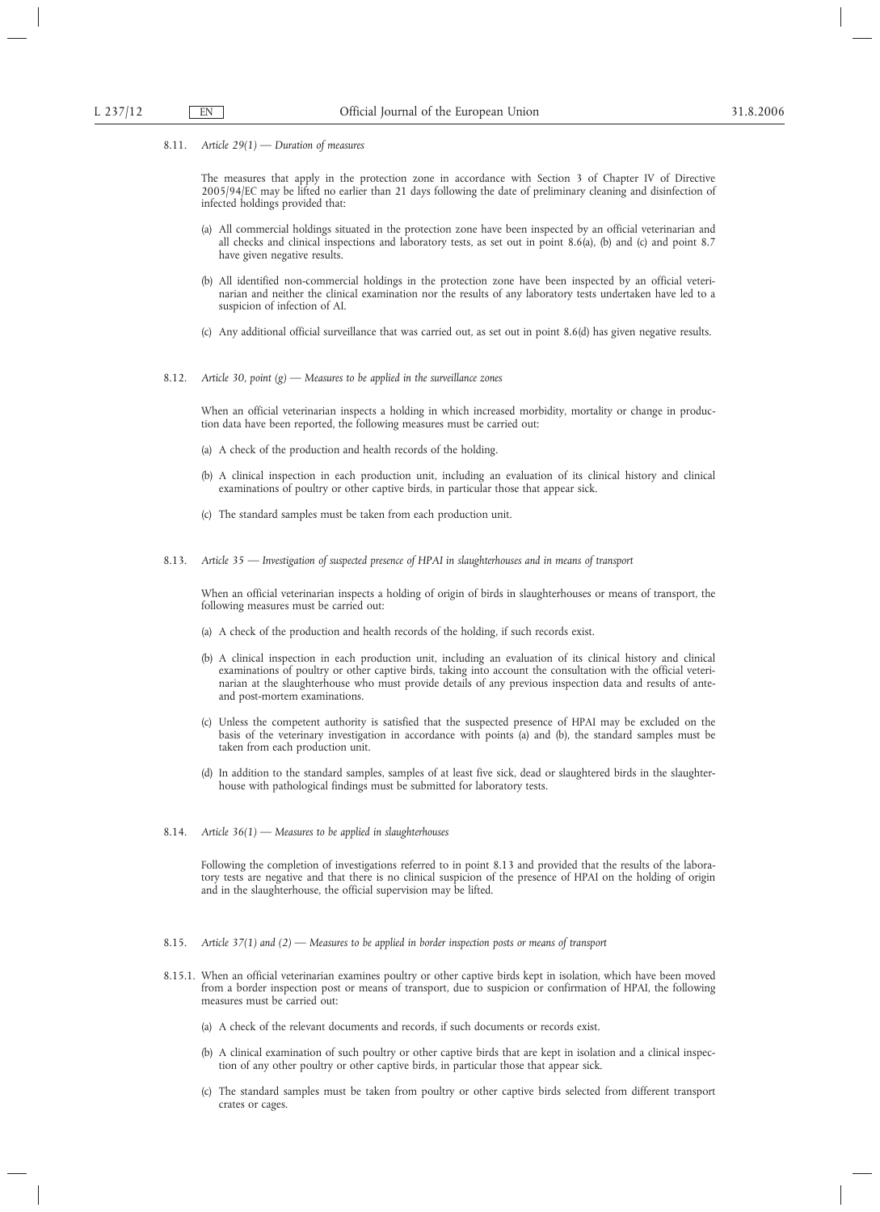8.11. *Article 29(1) — Duration of measures*

The measures that apply in the protection zone in accordance with Section 3 of Chapter IV of Directive 2005/94/EC may be lifted no earlier than 21 days following the date of preliminary cleaning and disinfection of infected holdings provided that:

(a) All commercial holdings situated in the protection zone have been inspected by an official veterinarian and all checks and clinical inspections and laboratory tests, as set out in point 8.6(a), (b) and (c) and point 8.7 have given negative results.

(b) All identified non-commercial holdings in the protection zone have been inspected by an official veterinarian and neither the clinical examination nor the results of any laboratory tests undertaken have led to a suspicion of infection of AI.

(c) Any additional official surveillance that was carried out, as set out in point 8.6(d) has given negative results.

8.12. *Article 30, point (g) — Measures to be applied in the surveillance zones*

When an official veterinarian inspects a holding in which increased morbidity, mortality or change in production data have been reported, the following measures must be carried out:

(a) A check of the production and health records of the holding.

(b) A clinical inspection in each production unit, including an evaluation of its clinical history and clinical examinations of poultry or other captive birds, in particular those that appear sick.

(c) The standard samples must be taken from each production unit.

8.13. *Article 35 — Investigation of suspected presence of HPAI in slaughterhouses and in means of transport*

When an official veterinarian inspects a holding of origin of birds in slaughterhouses or means of transport, the following measures must be carried out:

(a) A check of the production and health records of the holding, if such records exist.

(b) A clinical inspection in each production unit, including an evaluation of its clinical history and clinical examinations of poultry or other captive birds, taking into account the consultation with the official veterinarian at the slaughterhouse who must provide details of any previous inspection data and results of ante- and post-mortem examinations.

(c) Unless the competent authority is satisfied that the suspected presence of HPAI may be excluded on the basis of the veterinary investigation in accordance with points (a) and (b), the standard samples must be taken from each production unit.

(d) In addition to the standard samples, samples of at least five sick, dead or slaughtered birds in the slaughterhouse with pathological findings must be submitted for laboratory tests.

8.14. *Article 36(1) — Measures to be applied in slaughterhouses*

Following the completion of investigations referred to in point 8.13 and provided that the results of the laboratory tests are negative and that there is no clinical suspicion of the presence of HPAI on the holding of origin and in the slaughterhouse, the official supervision may be lifted.

8.15. *Article 37(1) and (2) — Measures to be applied in border inspection posts or means of transport*

8.15.1. When an official veterinarian examines poultry or other captive birds kept in isolation, which have been moved from a border inspection post or means of transport, due to suspicion or confirmation of HPAI, the following measures must be carried out:

(a) A check of the relevant documents and records, if such documents or records exist.

(b) A clinical examination of such poultry or other captive birds that are kept in isolation and a clinical inspection of any other poultry or other captive birds, in particular those that appear sick.

(c) The standard samples must be taken from poultry or other captive birds selected from different transport crates or cages.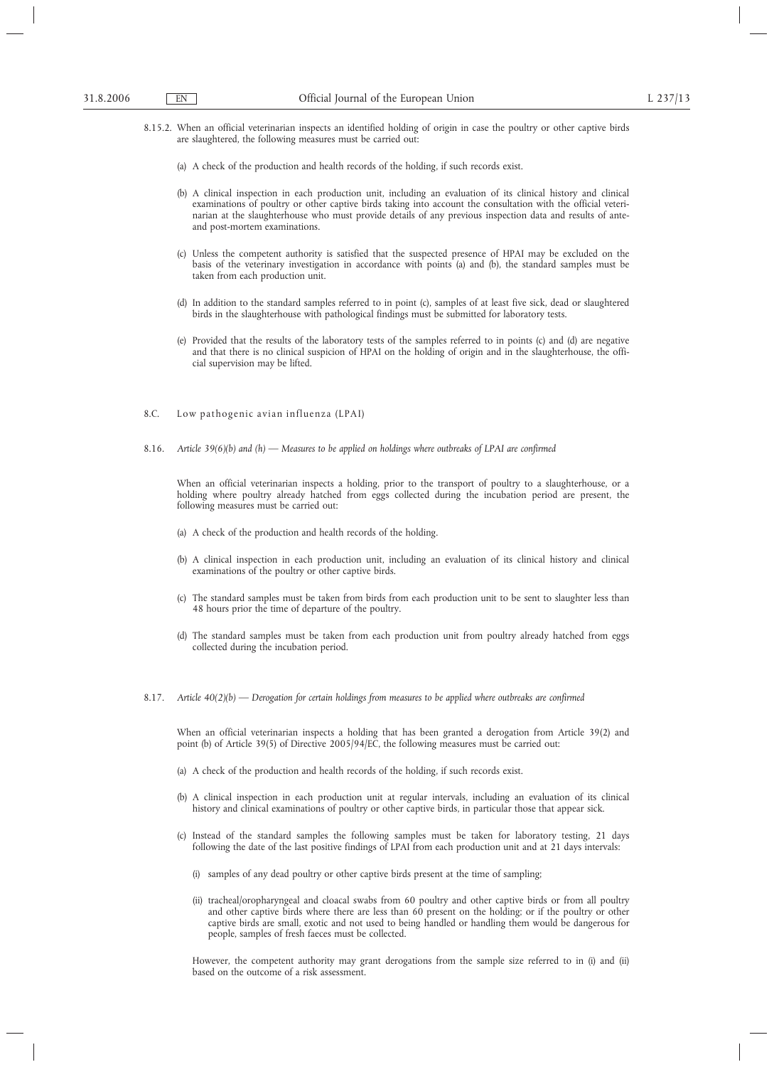8.15.2. When an official veterinarian inspects an identified holding of origin in case the poultry or other captive birds are slaughtered, the following measures must be carried out:

(a) A check of the production and health records of the holding, if such records exist.

(b) A clinical inspection in each production unit, including an evaluation of its clinical history and clinical examinations of poultry or other captive birds taking into account the consultation with the official veterinarian at the slaughterhouse who must provide details of any previous inspection data and results of ante- and post-mortem examinations.

(c) Unless the competent authority is satisfied that the suspected presence of HPAI may be excluded on the basis of the veterinary investigation in accordance with points (a) and (b), the standard samples must be taken from each production unit.

(d) In addition to the standard samples referred to in point (c), samples of at least five sick, dead or slaughtered birds in the slaughterhouse with pathological findings must be submitted for laboratory tests.

(e) Provided that the results of the laboratory tests of the samples referred to in points (c) and (d) are negative and that there is no clinical suspicion of HPAI on the holding of origin and in the slaughterhouse, the official supervision may be lifted.

## 8.C. Low pathogenic avian influenza (LPAI)

### 8.16. *Article 39(6)(b) and (h) — Measures to be applied on holdings where outbreaks of LPAI are confirmed*

When an official veterinarian inspects a holding, prior to the transport of poultry to a slaughterhouse, or a holding where poultry already hatched from eggs collected during the incubation period are present, the following measures must be carried out:

(a) A check of the production and health records of the holding.

(b) A clinical inspection in each production unit, including an evaluation of its clinical history and clinical examinations of the poultry or other captive birds.

(c) The standard samples must be taken from birds from each production unit to be sent to slaughter less than 48 hours prior the time of departure of the poultry.

(d) The standard samples must be taken from each production unit from poultry already hatched from eggs collected during the incubation period.

### 8.17. *Article 40(2)(b) — Derogation for certain holdings from measures to be applied where outbreaks are confirmed*

When an official veterinarian inspects a holding that has been granted a derogation from Article 39(2) and point (b) of Article 39(5) of Directive 2005/94/EC, the following measures must be carried out:

(a) A check of the production and health records of the holding, if such records exist.

(b) A clinical inspection in each production unit at regular intervals, including an evaluation of its clinical history and clinical examinations of poultry or other captive birds, in particular those that appear sick.

(c) Instead of the standard samples the following samples must be taken for laboratory testing, 21 days following the date of the last positive findings of LPAI from each production unit and at 21 days intervals:

(i) samples of any dead poultry or other captive birds present at the time of sampling;

(ii) tracheal/oropharyngeal and cloacal swabs from 60 poultry and other captive birds or from all poultry and other captive birds where there are less than 60 present on the holding; or if the poultry or other captive birds are small, exotic and not used to being handled or handling them would be dangerous for people, samples of fresh faeces must be collected.

However, the competent authority may grant derogations from the sample size referred to in (i) and (ii) based on the outcome of a risk assessment.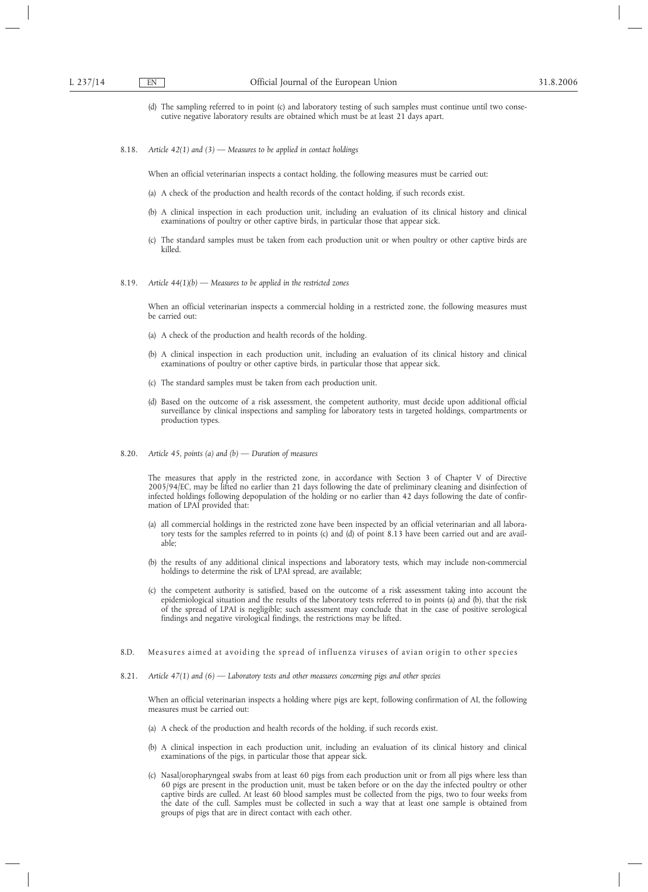(d) The sampling referred to in point (c) and laboratory testing of such samples must continue until two consecutive negative laboratory results are obtained which must be at least 21 days apart.

8.18. *Article 42(1) and (3) — Measures to be applied in contact holdings*

When an official veterinarian inspects a contact holding, the following measures must be carried out:

(a) A check of the production and health records of the contact holding, if such records exist.

(b) A clinical inspection in each production unit, including an evaluation of its clinical history and clinical examinations of poultry or other captive birds, in particular those that appear sick.

(c) The standard samples must be taken from each production unit or when poultry or other captive birds are killed.

8.19. *Article 44(1)(b) — Measures to be applied in the restricted zones*

When an official veterinarian inspects a commercial holding in a restricted zone, the following measures must be carried out:

(a) A check of the production and health records of the holding.

(b) A clinical inspection in each production unit, including an evaluation of its clinical history and clinical examinations of poultry or other captive birds, in particular those that appear sick.

(c) The standard samples must be taken from each production unit.

(d) Based on the outcome of a risk assessment, the competent authority, must decide upon additional official surveillance by clinical inspections and sampling for laboratory tests in targeted holdings, compartments or production types.

8.20. *Article 45, points (a) and (b) — Duration of measures*

The measures that apply in the restricted zone, in accordance with Section 3 of Chapter V of Directive 2005/94/EC, may be lifted no earlier than 21 days following the date of preliminary cleaning and disinfection of infected holdings following depopulation of the holding or no earlier than 42 days following the date of confirmation of LPAI provided that:

(a) all commercial holdings in the restricted zone have been inspected by an official veterinarian and all laboratory tests for the samples referred to in points (c) and (d) of point 8.13 have been carried out and are available;

(b) the results of any additional clinical inspections and laboratory tests, which may include non-commercial holdings to determine the risk of LPAI spread, are available;

(c) the competent authority is satisfied, based on the outcome of a risk assessment taking into account the epidemiological situation and the results of the laboratory tests referred to in points (a) and (b), that the risk of the spread of LPAI is negligible; such assessment may conclude that in the case of positive serological findings and negative virological findings, the restrictions may be lifted.

8.D. Measures aimed at avoiding the spread of influenza viruses of avian origin to other species

8.21. *Article 47(1) and (6) — Laboratory tests and other measures concerning pigs and other species*

When an official veterinarian inspects a holding where pigs are kept, following confirmation of AI, the following measures must be carried out:

(a) A check of the production and health records of the holding, if such records exist.

(b) A clinical inspection in each production unit, including an evaluation of its clinical history and clinical examinations of the pigs, in particular those that appear sick.

(c) Nasal/oropharyngeal swabs from at least 60 pigs from each production unit or from all pigs where less than 60 pigs are present in the production unit, must be taken before or on the day the infected poultry or other captive birds are culled. At least 60 blood samples must be collected from the pigs, two to four weeks from the date of the cull. Samples must be collected in such a way that at least one sample is obtained from groups of pigs that are in direct contact with each other.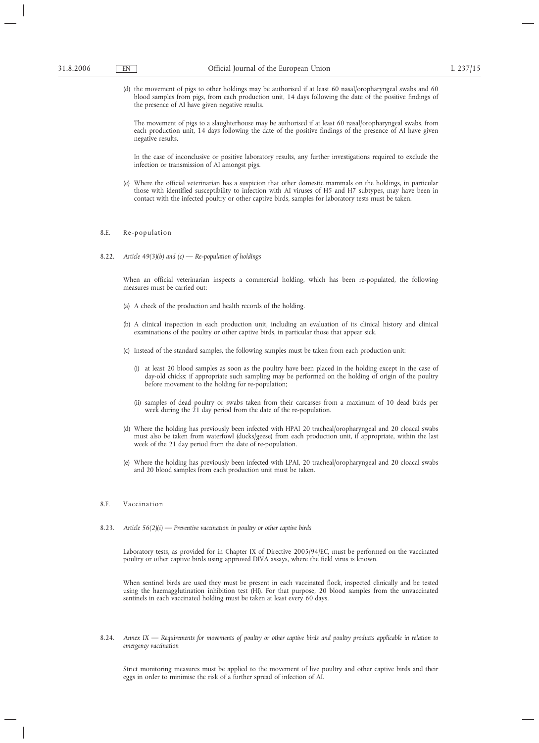(d) the movement of pigs to other holdings may be authorised if at least 60 nasal/oropharyngeal swabs and 60 blood samples from pigs, from each production unit, 14 days following the date of the positive findings of the presence of AI have given negative results.

The movement of pigs to a slaughterhouse may be authorised if at least 60 nasal/oropharyngeal swabs, from each production unit, 14 days following the date of the positive findings of the presence of AI have given negative results.

In the case of inconclusive or positive laboratory results, any further investigations required to exclude the infection or transmission of AI amongst pigs.

(e) Where the official veterinarian has a suspicion that other domestic mammals on the holdings, in particular those with identified susceptibility to infection with AI viruses of H5 and H7 subtypes, may have been in contact with the infected poultry or other captive birds, samples for laboratory tests must be taken.

## 8.E. Re-population

### 8.22. *Article 49(3)(b) and (c) — Re-population of holdings*

When an official veterinarian inspects a commercial holding, which has been re-populated, the following measures must be carried out:

(a) A check of the production and health records of the holding.

(b) A clinical inspection in each production unit, including an evaluation of its clinical history and clinical examinations of the poultry or other captive birds, in particular those that appear sick.

(c) Instead of the standard samples, the following samples must be taken from each production unit:

(i) at least 20 blood samples as soon as the poultry have been placed in the holding except in the case of day-old chicks; if appropriate such sampling may be performed on the holding of origin of the poultry before movement to the holding for re-population;

(ii) samples of dead poultry or swabs taken from their carcasses from a maximum of 10 dead birds per week during the 21 day period from the date of the re-population.

(d) Where the holding has previously been infected with HPAI 20 tracheal/oropharyngeal and 20 cloacal swabs must also be taken from waterfowl (ducks/geese) from each production unit, if appropriate, within the last week of the 21 day period from the date of re-population.

(e) Where the holding has previously been infected with LPAI, 20 tracheal/oropharyngeal and 20 cloacal swabs and 20 blood samples from each production unit must be taken.

## 8.F. Vaccination

### 8.23. *Article 56(2)(i) — Preventive vaccination in poultry or other captive birds*

Laboratory tests, as provided for in Chapter IX of Directive 2005/94/EC, must be performed on the vaccinated poultry or other captive birds using approved DIVA assays, where the field virus is known.

When sentinel birds are used they must be present in each vaccinated flock, inspected clinically and be tested using the haemagglutination inhibition test (HI). For that purpose, 20 blood samples from the unvaccinated sentinels in each vaccinated holding must be taken at least every 60 days.

### 8.24. *Annex IX — Requirements for movements of poultry or other captive birds and poultry products applicable in relation to emergency vaccination*

Strict monitoring measures must be applied to the movement of live poultry and other captive birds and their eggs in order to minimise the risk of a further spread of infection of AI.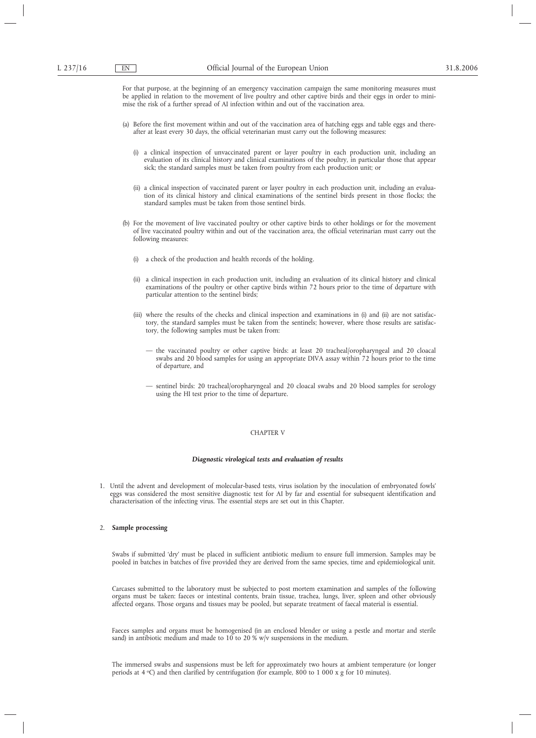For that purpose, at the beginning of an emergency vaccination campaign the same monitoring measures must be applied in relation to the movement of live poultry and other captive birds and their eggs in order to minimise the risk of a further spread of AI infection within and out of the vaccination area.

(a) Before the first movement within and out of the vaccination area of hatching eggs and table eggs and thereafter at least every 30 days, the official veterinarian must carry out the following measures:

(i) a clinical inspection of unvaccinated parent or layer poultry in each production unit, including an evaluation of its clinical history and clinical examinations of the poultry, in particular those that appear sick; the standard samples must be taken from poultry from each production unit; or

(ii) a clinical inspection of vaccinated parent or layer poultry in each production unit, including an evaluation of its clinical history and clinical examinations of the sentinel birds present in those flocks; the standard samples must be taken from those sentinel birds.

(b) For the movement of live vaccinated poultry or other captive birds to other holdings or for the movement of live vaccinated poultry within and out of the vaccination area, the official veterinarian must carry out the following measures:

(i) a check of the production and health records of the holding.

(ii) a clinical inspection in each production unit, including an evaluation of its clinical history and clinical examinations of the poultry or other captive birds within 72 hours prior to the time of departure with particular attention to the sentinel birds;

(iii) where the results of the checks and clinical inspection and examinations in (i) and (ii) are not satisfactory, the standard samples must be taken from the sentinels; however, where those results are satisfactory, the following samples must be taken from:

— the vaccinated poultry or other captive birds: at least 20 tracheal/oropharyngeal and 20 cloacal swabs and 20 blood samples for using an appropriate DIVA assay within 72 hours prior to the time of departure, and

— sentinel birds: 20 tracheal/oropharyngeal and 20 cloacal swabs and 20 blood samples for serology using the HI test prior to the time of departure.

## CHAPTER V

### *Diagnostic virological tests and evaluation of results*

1. Until the advent and development of molecular-based tests, virus isolation by the inoculation of embryonated fowls' eggs was considered the most sensitive diagnostic test for AI by far and essential for subsequent identification and characterisation of the infecting virus. The essential steps are set out in this Chapter.

2. **Sample processing**

Swabs if submitted 'dry' must be placed in sufficient antibiotic medium to ensure full immersion. Samples may be pooled in batches in batches of five provided they are derived from the same species, time and epidemiological unit.

Carcases submitted to the laboratory must be subjected to post mortem examination and samples of the following organs must be taken: faeces or intestinal contents, brain tissue, trachea, lungs, liver, spleen and other obviously affected organs. Those organs and tissues may be pooled, but separate treatment of faecal material is essential.

Faeces samples and organs must be homogenised (in an enclosed blender or using a pestle and mortar and sterile sand) in antibiotic medium and made to 10 to 20 % w/v suspensions in the medium.

The immersed swabs and suspensions must be left for approximately two hours at ambient temperature (or longer periods at 4 °C) and then clarified by centrifugation (for example, 800 to 1 000 x g for 10 minutes).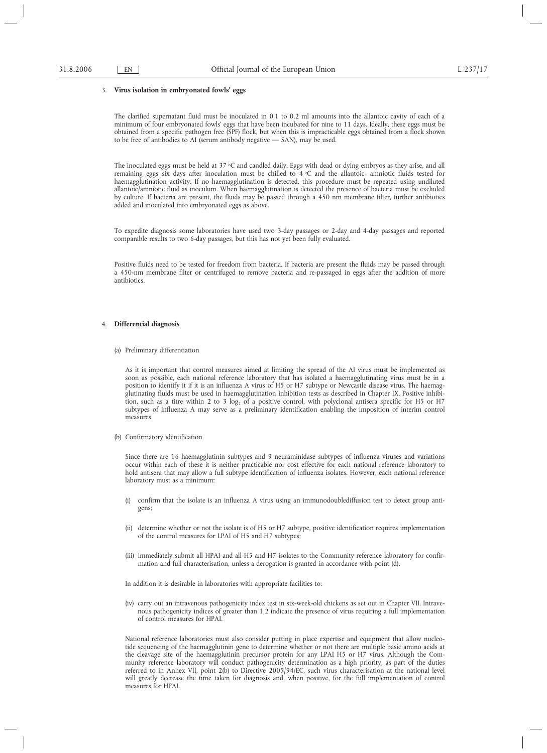3. **Virus isolation in embryonated fowls' eggs**

The clarified supernatant fluid must be inoculated in 0,1 to 0,2 ml amounts into the allantoic cavity of each of a minimum of four embryonated fowls' eggs that have been incubated for nine to 11 days. Ideally, these eggs must be obtained from a specific pathogen free (SPF) flock, but when this is impracticable eggs obtained from a flock shown to be free of antibodies to AI (serum antibody negative — SAN), may be used.

The inoculated eggs must be held at 37 °C and candled daily. Eggs with dead or dying embryos as they arise, and all remaining eggs six days after inoculation must be chilled to 4 °C and the allantoic- amniotic fluids tested for haemagglutination activity. If no haemagglutination is detected, this procedure must be repeated using undiluted allantoic/amniotic fluid as inoculum. When haemagglutination is detected the presence of bacteria must be excluded by culture. If bacteria are present, the fluids may be passed through a 450 nm membrane filter, further antibiotics added and inoculated into embryonated eggs as above.

To expedite diagnosis some laboratories have used two 3-day passages or 2-day and 4-day passages and reported comparable results to two 6-day passages, but this has not yet been fully evaluated.

Positive fluids need to be tested for freedom from bacteria. If bacteria are present the fluids may be passed through a 450-nm membrane filter or centrifuged to remove bacteria and re-passaged in eggs after the addition of more antibiotics.

4. **Differential diagnosis**

(a) Preliminary differentiation

As it is important that control measures aimed at limiting the spread of the AI virus must be implemented as soon as possible, each national reference laboratory that has isolated a haemagglutinating virus must be in a position to identify it if it is an influenza A virus of H5 or H7 subtype or Newcastle disease virus. The haemagglutinating fluids must be used in haemagglutination inhibition tests as described in Chapter IX. Positive inhibition, such as a titre within 2 to 3 $\log_2$ of a positive control, with polyclonal antisera specific for H5 or H7 subtypes of influenza A may serve as a preliminary identification enabling the imposition of interim control measures.

(b) Confirmatory identification

Since there are 16 haemagglutinin subtypes and 9 neuraminidase subtypes of influenza viruses and variations occur within each of these it is neither practicable nor cost effective for each national reference laboratory to hold antisera that may allow a full subtype identification of influenza isolates. However, each national reference laboratory must as a minimum:

(i) confirm that the isolate is an influenza A virus using an immunodoublediffusion test to detect group antigens;

(ii) determine whether or not the isolate is of H5 or H7 subtype, positive identification requires implementation of the control measures for LPAI of H5 and H7 subtypes;

(iii) immediately submit all HPAI and all H5 and H7 isolates to the Community reference laboratory for confirmation and full characterisation, unless a derogation is granted in accordance with point (d).

In addition it is desirable in laboratories with appropriate facilities to:

(iv) carry out an intravenous pathogenicity index test in six-week-old chickens as set out in Chapter VII. Intravenous pathogenicity indices of greater than 1,2 indicate the presence of virus requiring a full implementation of control measures for HPAI.

National reference laboratories must also consider putting in place expertise and equipment that allow nucleotide sequencing of the haemagglutinin gene to determine whether or not there are multiple basic amino acids at the cleavage site of the haemagglutinin precursor protein for any LPAI H5 or H7 virus. Although the Community reference laboratory will conduct pathogenicity determination as a high priority, as part of the duties referred to in Annex VII, point 2(b) to Directive 2005/94/EC, such virus characterisation at the national level will greatly decrease the time taken for diagnosis and, when positive, for the full implementation of control measures for HPAI.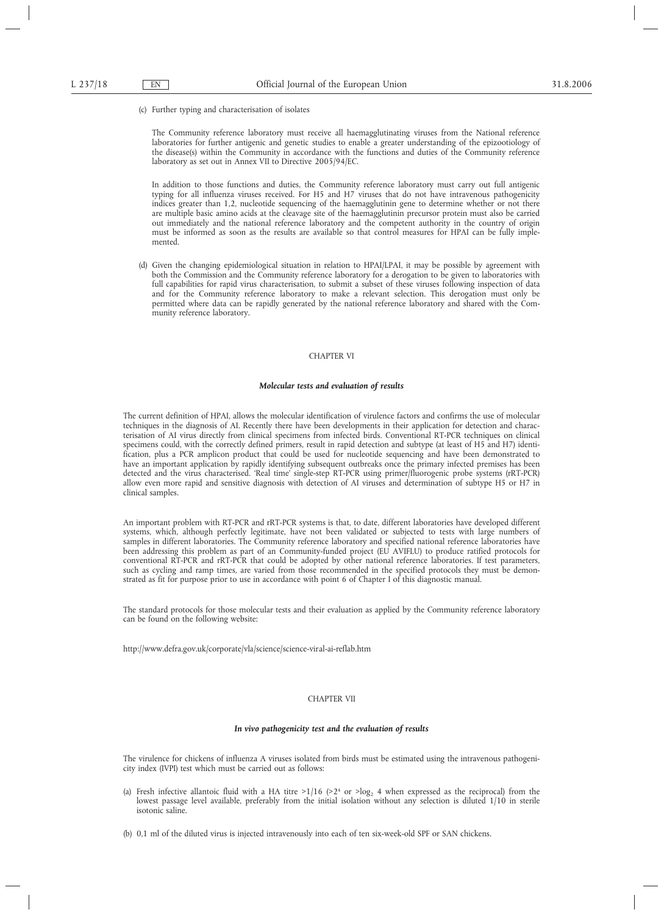(c) Further typing and characterisation of isolates

The Community reference laboratory must receive all haemagglutinating viruses from the National reference laboratories for further antigenic and genetic studies to enable a greater understanding of the epizootiology of the disease(s) within the Community in accordance with the functions and duties of the Community reference laboratory as set out in Annex VII to Directive 2005/94/EC.

In addition to those functions and duties, the Community reference laboratory must carry out full antigenic typing for all influenza viruses received. For H5 and H7 viruses that do not have intravenous pathogenicity indices greater than 1,2, nucleotide sequencing of the haemagglutinin gene to determine whether or not there are multiple basic amino acids at the cleavage site of the haemagglutinin precursor protein must also be carried out immediately and the national reference laboratory and the competent authority in the country of origin must be informed as soon as the results are available so that control measures for HPAI can be fully implemented.

(d) Given the changing epidemiological situation in relation to HPAI/LPAI, it may be possible by agreement with both the Commission and the Community reference laboratory for a derogation to be given to laboratories with full capabilities for rapid virus characterisation, to submit a subset of these viruses following inspection of data and for the Community reference laboratory to make a relevant selection. This derogation must only be permitted where data can be rapidly generated by the national reference laboratory and shared with the Community reference laboratory.

## CHAPTER VI

### *Molecular tests and evaluation of results*

The current definition of HPAI, allows the molecular identification of virulence factors and confirms the use of molecular techniques in the diagnosis of AI. Recently there have been developments in their application for detection and characterisation of AI virus directly from clinical specimens from infected birds. Conventional RT-PCR techniques on clinical specimens could, with the correctly defined primers, result in rapid detection and subtype (at least of H5 and H7) identification, plus a PCR amplicon product that could be used for nucleotide sequencing and have been demonstrated to have an important application by rapidly identifying subsequent outbreaks once the primary infected premises has been detected and the virus characterised. 'Real time' single-step RT-PCR using primer/fluorogenic probe systems (rRT-PCR) allow even more rapid and sensitive diagnosis with detection of AI viruses and determination of subtype H5 or H7 in clinical samples.

An important problem with RT-PCR and rRT-PCR systems is that, to date, different laboratories have developed different systems, which, although perfectly legitimate, have not been validated or subjected to tests with large numbers of samples in different laboratories. The Community reference laboratory and specified national reference laboratories have been addressing this problem as part of an Community-funded project (EU AVIFLU) to produce ratified protocols for conventional RT-PCR and rRT-PCR that could be adopted by other national reference laboratories. If test parameters, such as cycling and ramp times, are varied from those recommended in the specified protocols they must be demonstrated as fit for purpose prior to use in accordance with point 6 of Chapter I of this diagnostic manual.

The standard protocols for those molecular tests and their evaluation as applied by the Community reference laboratory can be found on the following website:

http://www.defra.gov.uk/corporate/vla/science/science-viral-ai-reflab.htm

## CHAPTER VII

### *In vivo pathogenicity test and the evaluation of results*

The virulence for chickens of influenza A viruses isolated from birds must be estimated using the intravenous pathogenicity index (IVPI) test which must be carried out as follows:

(a) Fresh infective allantoic fluid with a HA titre >1/16 ($>2^4$ or $>\log_2 4$ when expressed as the reciprocal) from the lowest passage level available, preferably from the initial isolation without any selection is diluted 1/10 in sterile isotonic saline.

(b) 0,1 ml of the diluted virus is injected intravenously into each of ten six-week-old SPF or SAN chickens.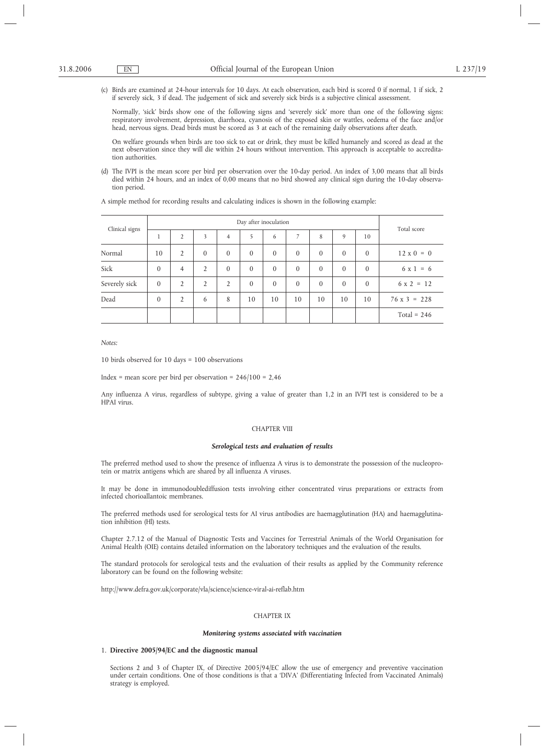(c) Birds are examined at 24-hour intervals for 10 days. At each observation, each bird is scored 0 if normal, 1 if sick, 2 if severely sick, 3 if dead. The judgement of sick and severely sick birds is a subjective clinical assessment.

Normally, 'sick' birds show one of the following signs and 'severely sick' more than one of the following signs: respiratory involvement, depression, diarrhoea, cyanosis of the exposed skin or wattles, oedema of the face and/or head, nervous signs. Dead birds must be scored as 3 at each of the remaining daily observations after death.

On welfare grounds when birds are too sick to eat or drink, they must be killed humanely and scored as dead at the next observation since they will die within 24 hours without intervention. This approach is acceptable to accreditation authorities.

(d) The IVPI is the mean score per bird per observation over the 10-day period. An index of 3,00 means that all birds died within 24 hours, and an index of 0,00 means that no bird showed any clinical sign during the 10-day observation period.

A simple method for recording results and calculating indices is shown in the following example:

| Clinical signs | Day after inoculation | | | | | | | | | | Total score |
|---|---|---|---|---|---|---|---|---|---|---|---|
| | 1 | 2 | 3 | 4 | 5 | 6 | 7 | 8 | 9 | 10 | |
| Normal | 10 | 2 | 0 | 0 | 0 | 0 | 0 | 0 | 0 | 0 | 12 x 0 = 0 |
| Sick | 0 | 4 | 2 | 0 | 0 | 0 | 0 | 0 | 0 | 0 | 6 x 1 = 6 |
| Severely sick | 0 | 2 | 2 | 2 | 0 | 0 | 0 | 0 | 0 | 0 | 6 x 2 = 12 |
| Dead | 0 | 2 | 6 | 8 | 10 | 10 | 10 | 10 | 10 | 10 | 76 x 3 = 228 |
| | | | | | | | | | | | Total = 246 |

*Notes:*

10 birds observed for 10 days = 100 observations

Index = mean score per bird per observation = 246/100 = 2,46

Any influenza A virus, regardless of subtype, giving a value of greater than 1,2 in an IVPI test is considered to be a HPAI virus.

## CHAPTER VIII

### *Serological tests and evaluation of results*

The preferred method used to show the presence of influenza A virus is to demonstrate the possession of the nucleoprotein or matrix antigens which are shared by all influenza A viruses.

It may be done in immunodoublediffusion tests involving either concentrated virus preparations or extracts from infected chorioallantoic membranes.

The preferred methods used for serological tests for AI virus antibodies are haemagglutination (HA) and haemagglutination inhibition (HI) tests.

Chapter 2.7.12 of the Manual of Diagnostic Tests and Vaccines for Terrestrial Animals of the World Organisation for Animal Health (OIE) contains detailed information on the laboratory techniques and the evaluation of the results.

The standard protocols for serological tests and the evaluation of their results as applied by the Community reference laboratory can be found on the following website:

http://www.defra.gov.uk/corporate/vla/science/science-viral-ai-reflab.htm

## CHAPTER IX

### *Monitoring systems associated with vaccination*

1. **Directive 2005/94/EC and the diagnostic manual**

Sections 2 and 3 of Chapter IX, of Directive 2005/94/EC allow the use of emergency and preventive vaccination under certain conditions. One of those conditions is that a 'DIVA' (Differentiating Infected from Vaccinated Animals) strategy is employed.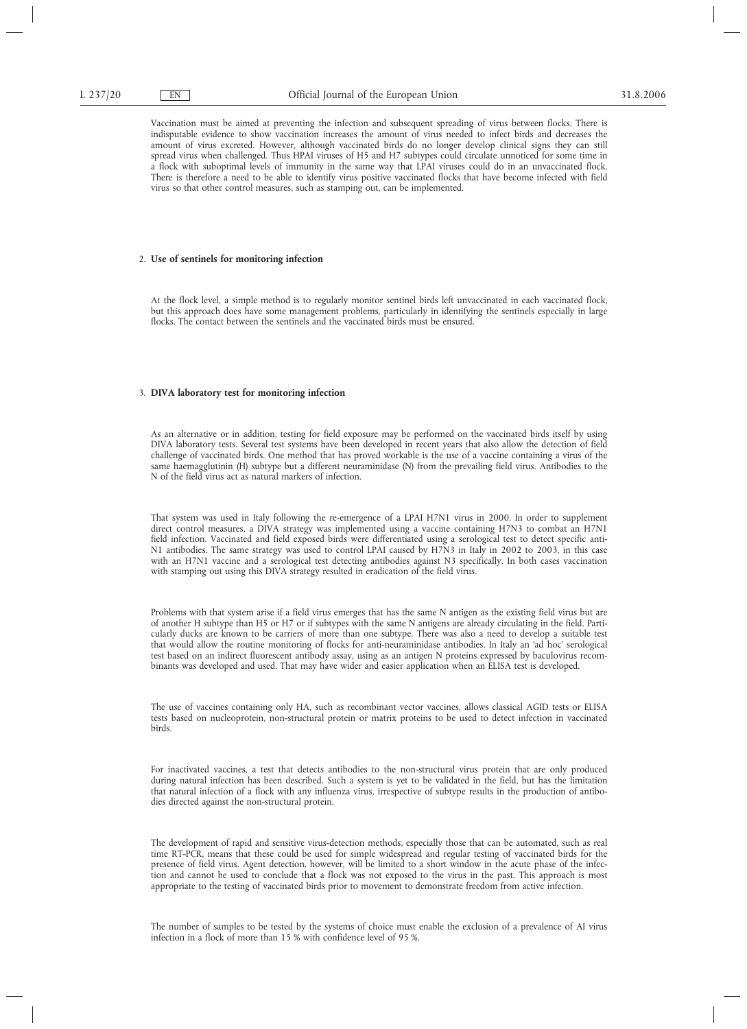Vaccination must be aimed at preventing the infection and subsequent spreading of virus between flocks. There is indisputable evidence to show vaccination increases the amount of virus needed to infect birds and decreases the amount of virus excreted. However, although vaccinated birds do no longer develop clinical signs they can still spread virus when challenged. Thus HPAI viruses of H5 and H7 subtypes could circulate unnoticed for some time in a flock with suboptimal levels of immunity in the same way that LPAI viruses could do in an unvaccinated flock. There is therefore a need to be able to identify virus positive vaccinated flocks that have become infected with field virus so that other control measures, such as stamping out, can be implemented.

2. **Use of sentinels for monitoring infection**

At the flock level, a simple method is to regularly monitor sentinel birds left unvaccinated in each vaccinated flock, but this approach does have some management problems, particularly in identifying the sentinels especially in large flocks. The contact between the sentinels and the vaccinated birds must be ensured.

3. **DIVA laboratory test for monitoring infection**

As an alternative or in addition, testing for field exposure may be performed on the vaccinated birds itself by using DIVA laboratory tests. Several test systems have been developed in recent years that also allow the detection of field challenge of vaccinated birds. One method that has proved workable is the use of a vaccine containing a virus of the same haemagglutinin (H) subtype but a different neuraminidase (N) from the prevailing field virus. Antibodies to the N of the field virus act as natural markers of infection.

That system was used in Italy following the re-emergence of a LPAI H7N1 virus in 2000. In order to supplement direct control measures, a DIVA strategy was implemented using a vaccine containing H7N3 to combat an H7N1 field infection. Vaccinated and field exposed birds were differentiated using a serological test to detect specific anti-N1 antibodies. The same strategy was used to control LPAI caused by H7N3 in Italy in 2002 to 2003, in this case with an H7N1 vaccine and a serological test detecting antibodies against N3 specifically. In both cases vaccination with stamping out using this DIVA strategy resulted in eradication of the field virus.

Problems with that system arise if a field virus emerges that has the same N antigen as the existing field virus but are of another H subtype than H5 or H7 or if subtypes with the same N antigens are already circulating in the field. Particularly ducks are known to be carriers of more than one subtype. There was also a need to develop a suitable test that would allow the routine monitoring of flocks for anti-neuraminidase antibodies. In Italy an 'ad hoc' serological test based on an indirect fluorescent antibody assay, using as an antigen N proteins expressed by baculovirus recombinants was developed and used. That may have wider and easier application when an ELISA test is developed.

The use of vaccines containing only HA, such as recombinant vector vaccines, allows classical AGID tests or ELISA tests based on nucleoprotein, non-structural protein or matrix proteins to be used to detect infection in vaccinated birds.

For inactivated vaccines, a test that detects antibodies to the non-structural virus protein that are only produced during natural infection has been described. Such a system is yet to be validated in the field, but has the limitation that natural infection of a flock with any influenza virus, irrespective of subtype results in the production of antibodies directed against the non-structural protein.

The development of rapid and sensitive virus-detection methods, especially those that can be automated, such as real time RT-PCR, means that these could be used for simple widespread and regular testing of vaccinated birds for the presence of field virus. Agent detection, however, will be limited to a short window in the acute phase of the infection and cannot be used to conclude that a flock was not exposed to the virus in the past. This approach is most appropriate to the testing of vaccinated birds prior to movement to demonstrate freedom from active infection.

The number of samples to be tested by the systems of choice must enable the exclusion of a prevalence of AI virus infection in a flock of more than 15 % with confidence level of 95 %.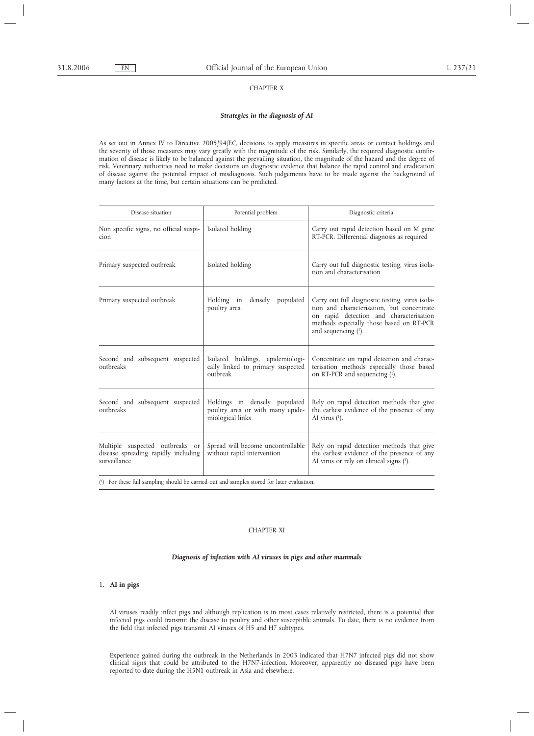CHAPTER X

***Strategies in the diagnosis of AI***

As set out in Annex IV to Directive 2005/94/EC, decisions to apply measures in specific areas or contact holdings and the severity of those measures may vary greatly with the magnitude of the risk. Similarly, the required diagnostic confirmation of disease is likely to be balanced against the prevailing situation, the magnitude of the hazard and the degree of risk. Veterinary authorities need to make decisions on diagnostic evidence that balance the rapid control and eradication of disease against the potential impact of misdiagnosis. Such judgements have to be made against the background of many factors at the time, but certain situations can be predicted.

| Disease situation | Potential problem | Diagnostic criteria |
|---|---|---|
| Non specific signs, no official suspicion | Isolated holding | Carry out rapid detection based on M gene RT-PCR. Differential diagnosis as required |
| Primary suspected outbreak | Isolated holding | Carry out full diagnostic testing, virus isolation and characterisation |
| Primary suspected outbreak | Holding in densely populated poultry area | Carry out full diagnostic testing, virus isolation and characterisation, but concentrate on rapid detection and characterisation methods especially those based on RT-PCR and sequencing [1]. |
| Second and subsequent suspected outbreaks | Isolated holdings, epidemiologically linked to primary suspected outbreak | Concentrate on rapid detection and characterisation methods especially those based on RT-PCR and sequencing [1]. |
| Second and subsequent suspected outbreaks | Holdings in densely populated poultry area or with many epidemiological links | Rely on rapid detection methods that give the earliest evidence of the presence of any AI virus [1]. |
| Multiple suspected outbreaks or disease spreading rapidly including surveillance | Spread will become uncontrollable without rapid intervention | Rely on rapid detection methods that give the earliest evidence of the presence of any AI virus or rely on clinical signs [1]. |

(1) For these full sampling should be carried out and samples stored for later evaluation.

CHAPTER XI

***Diagnosis of infection with AI viruses in pigs and other mammals***

1. **AI in pigs**

AI viruses readily infect pigs and although replication is in most cases relatively restricted, there is a potential that infected pigs could transmit the disease to poultry and other susceptible animals. To date, there is no evidence from the field that infected pigs transmit AI viruses of H5 and H7 subtypes.

Experience gained during the outbreak in the Netherlands in 2003 indicated that H7N7 infected pigs did not show clinical signs that could be attributed to the H7N7-infection. Moreover, apparently no diseased pigs have been reported to date during the H5N1 outbreak in Asia and elsewhere.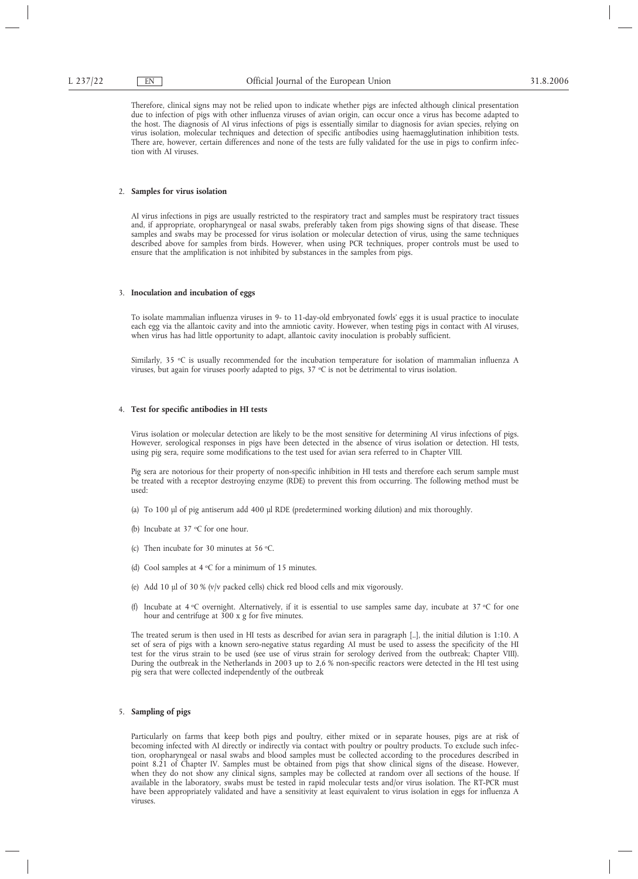Therefore, clinical signs may not be relied upon to indicate whether pigs are infected although clinical presentation due to infection of pigs with other influenza viruses of avian origin, can occur once a virus has become adapted to the host. The diagnosis of AI virus infections of pigs is essentially similar to diagnosis for avian species, relying on virus isolation, molecular techniques and detection of specific antibodies using haemagglutination inhibition tests. There are, however, certain differences and none of the tests are fully validated for the use in pigs to confirm infection with AI viruses.

2. **Samples for virus isolation**

AI virus infections in pigs are usually restricted to the respiratory tract and samples must be respiratory tract tissues and, if appropriate, oropharyngeal or nasal swabs, preferably taken from pigs showing signs of that disease. These samples and swabs may be processed for virus isolation or molecular detection of virus, using the same techniques described above for samples from birds. However, when using PCR techniques, proper controls must be used to ensure that the amplification is not inhibited by substances in the samples from pigs.

3. **Inoculation and incubation of eggs**

To isolate mammalian influenza viruses in 9- to 11-day-old embryonated fowls' eggs it is usual practice to inoculate each egg via the allantoic cavity and into the amniotic cavity. However, when testing pigs in contact with AI viruses, when virus has had little opportunity to adapt, allantoic cavity inoculation is probably sufficient.

Similarly, 35 °C is usually recommended for the incubation temperature for isolation of mammalian influenza A viruses, but again for viruses poorly adapted to pigs, 37 °C is not be detrimental to virus isolation.

4. **Test for specific antibodies in HI tests**

Virus isolation or molecular detection are likely to be the most sensitive for determining AI virus infections of pigs. However, serological responses in pigs have been detected in the absence of virus isolation or detection. HI tests, using pig sera, require some modifications to the test used for avian sera referred to in Chapter VIII.

Pig sera are notorious for their property of non-specific inhibition in HI tests and therefore each serum sample must be treated with a receptor destroying enzyme (RDE) to prevent this from occurring. The following method must be used:

(a) To 100 µl of pig antiserum add 400 µl RDE (predetermined working dilution) and mix thoroughly.

(b) Incubate at 37 °C for one hour.

(c) Then incubate for 30 minutes at 56 °C.

(d) Cool samples at 4 °C for a minimum of 15 minutes.

(e) Add 10 µl of 30 % (v/v packed cells) chick red blood cells and mix vigorously.

(f) Incubate at 4 °C overnight. Alternatively, if it is essential to use samples same day, incubate at 37 °C for one hour and centrifuge at 300 x g for five minutes.

The treated serum is then used in HI tests as described for avian sera in paragraph [..], the initial dilution is 1:10. A set of sera of pigs with a known sero-negative status regarding AI must be used to assess the specificity of the HI test for the virus strain to be used (see use of virus strain for serology derived from the outbreak; Chapter VIII). During the outbreak in the Netherlands in 2003 up to 2,6 % non-specific reactors were detected in the HI test using pig sera that were collected independently of the outbreak

5. **Sampling of pigs**

Particularly on farms that keep both pigs and poultry, either mixed or in separate houses, pigs are at risk of becoming infected with AI directly or indirectly via contact with poultry or poultry products. To exclude such infection, oropharyngeal or nasal swabs and blood samples must be collected according to the procedures described in point 8.21 of Chapter IV. Samples must be obtained from pigs that show clinical signs of the disease. However, when they do not show any clinical signs, samples may be collected at random over all sections of the house. If available in the laboratory, swabs must be tested in rapid molecular tests and/or virus isolation. The RT-PCR must have been appropriately validated and have a sensitivity at least equivalent to virus isolation in eggs for influenza A viruses.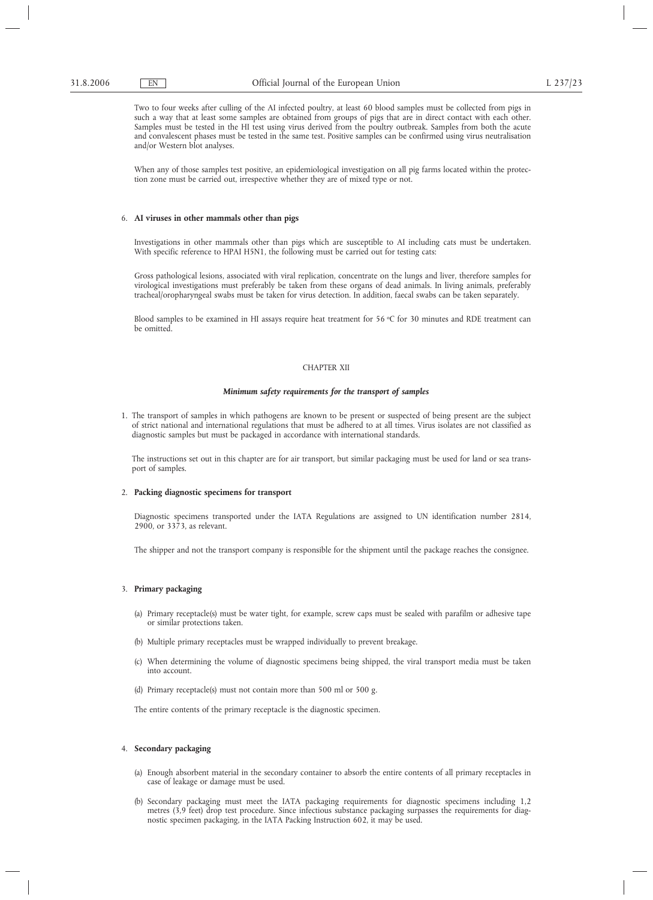Two to four weeks after culling of the AI infected poultry, at least 60 blood samples must be collected from pigs in such a way that at least some samples are obtained from groups of pigs that are in direct contact with each other. Samples must be tested in the HI test using virus derived from the poultry outbreak. Samples from both the acute and convalescent phases must be tested in the same test. Positive samples can be confirmed using virus neutralisation and/or Western blot analyses.

When any of those samples test positive, an epidemiological investigation on all pig farms located within the protection zone must be carried out, irrespective whether they are of mixed type or not.

6. **AI viruses in other mammals other than pigs**

Investigations in other mammals other than pigs which are susceptible to AI including cats must be undertaken. With specific reference to HPAI H5N1, the following must be carried out for testing cats:

Gross pathological lesions, associated with viral replication, concentrate on the lungs and liver, therefore samples for virological investigations must preferably be taken from these organs of dead animals. In living animals, preferably tracheal/oropharyngeal swabs must be taken for virus detection. In addition, faecal swabs can be taken separately.

Blood samples to be examined in HI assays require heat treatment for 56 °C for 30 minutes and RDE treatment can be omitted.

## CHAPTER XII

### *Minimum safety requirements for the transport of samples*

1. The transport of samples in which pathogens are known to be present or suspected of being present are the subject of strict national and international regulations that must be adhered to at all times. Virus isolates are not classified as diagnostic samples but must be packaged in accordance with international standards.

   The instructions set out in this chapter are for air transport, but similar packaging must be used for land or sea transport of samples.

2. **Packing diagnostic specimens for transport**

   Diagnostic specimens transported under the IATA Regulations are assigned to UN identification number 2814, 2900, or 3373, as relevant.

   The shipper and not the transport company is responsible for the shipment until the package reaches the consignee.

3. **Primary packaging**

   (a) Primary receptacle(s) must be water tight, for example, screw caps must be sealed with parafilm or adhesive tape or similar protections taken.

   (b) Multiple primary receptacles must be wrapped individually to prevent breakage.

   (c) When determining the volume of diagnostic specimens being shipped, the viral transport media must be taken into account.

   (d) Primary receptacle(s) must not contain more than 500 ml or 500 g.

   The entire contents of the primary receptacle is the diagnostic specimen.

4. **Secondary packaging**

   (a) Enough absorbent material in the secondary container to absorb the entire contents of all primary receptacles in case of leakage or damage must be used.

   (b) Secondary packaging must meet the IATA packaging requirements for diagnostic specimens including 1,2 metres (3,9 feet) drop test procedure. Since infectious substance packaging surpasses the requirements for diagnostic specimen packaging, in the IATA Packing Instruction 602, it may be used.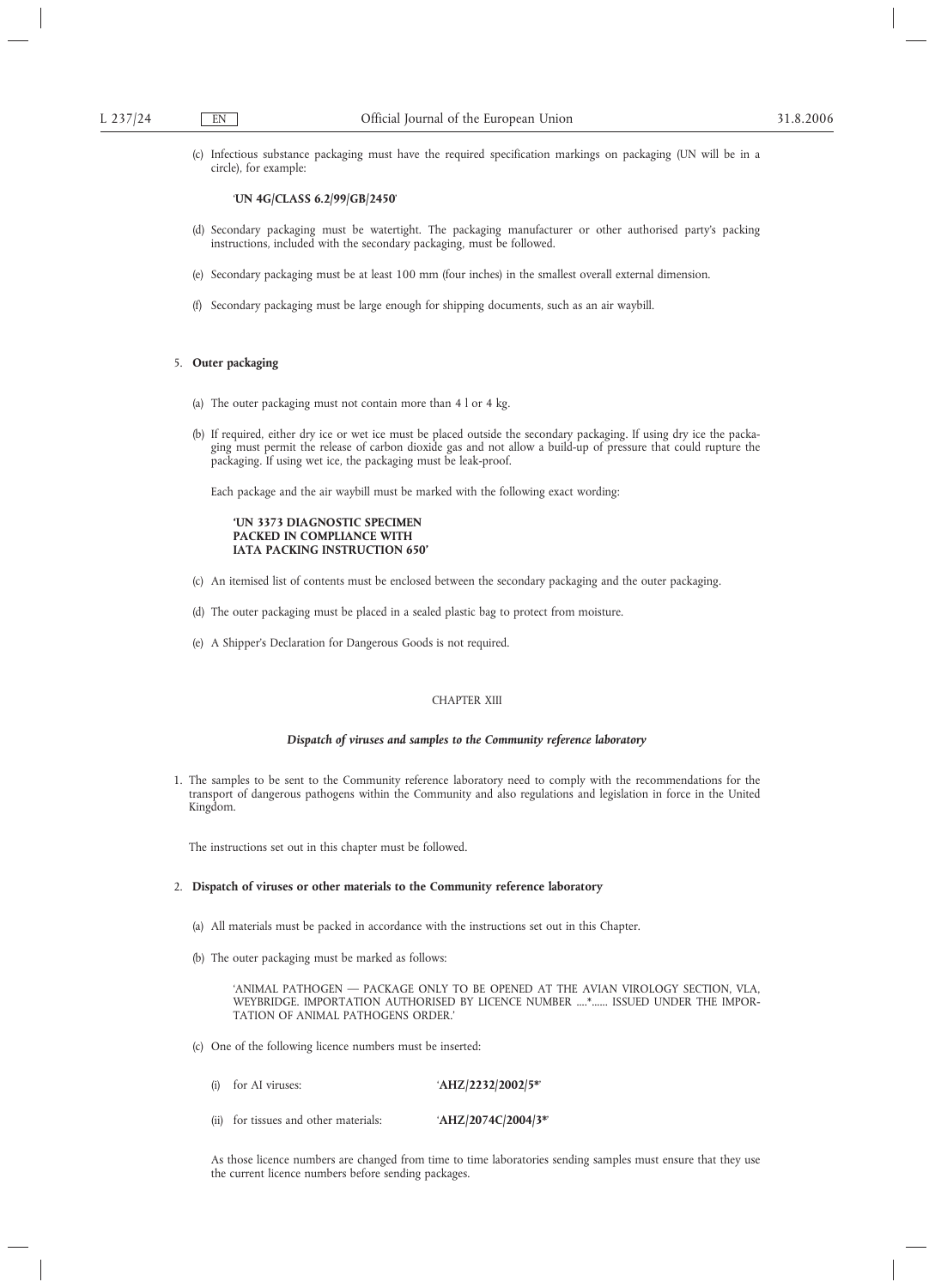(c) Infectious substance packaging must have the required specification markings on packaging (UN will be in a circle), for example:

'**UN 4G/CLASS 6.2/99/GB/2450**'

(d) Secondary packaging must be watertight. The packaging manufacturer or other authorised party's packing instructions, included with the secondary packaging, must be followed.

(e) Secondary packaging must be at least 100 mm (four inches) in the smallest overall external dimension.

(f) Secondary packaging must be large enough for shipping documents, such as an air waybill.

5. **Outer packaging**

(a) The outer packaging must not contain more than 4 l or 4 kg.

(b) If required, either dry ice or wet ice must be placed outside the secondary packaging. If using dry ice the packaging must permit the release of carbon dioxide gas and not allow a build-up of pressure that could rupture the packaging. If using wet ice, the packaging must be leak-proof.

Each package and the air waybill must be marked with the following exact wording:

**'UN 3373 DIAGNOSTIC SPECIMEN PACKED IN COMPLIANCE WITH IATA PACKING INSTRUCTION 650'**

(c) An itemised list of contents must be enclosed between the secondary packaging and the outer packaging.

(d) The outer packaging must be placed in a sealed plastic bag to protect from moisture.

(e) A Shipper's Declaration for Dangerous Goods is not required.

## CHAPTER XIII

### *Dispatch of viruses and samples to the Community reference laboratory*

1. The samples to be sent to the Community reference laboratory need to comply with the recommendations for the transport of dangerous pathogens within the Community and also regulations and legislation in force in the United Kingdom.

The instructions set out in this chapter must be followed.

2. **Dispatch of viruses or other materials to the Community reference laboratory**

(a) All materials must be packed in accordance with the instructions set out in this Chapter.

(b) The outer packaging must be marked as follows:

'ANIMAL PATHOGEN — PACKAGE ONLY TO BE OPENED AT THE AVIAN VIROLOGY SECTION, VLA, WEYBRIDGE. IMPORTATION AUTHORISED BY LICENCE NUMBER ....*...... ISSUED UNDER THE IMPORTATION OF ANIMAL PATHOGENS ORDER.'

(c) One of the following licence numbers must be inserted:

(i) for AI viruses: '**AHZ/2232/2002/5***'

(ii) for tissues and other materials: '**AHZ/2074C/2004/3***'

As those licence numbers are changed from time to time laboratories sending samples must ensure that they use the current licence numbers before sending packages.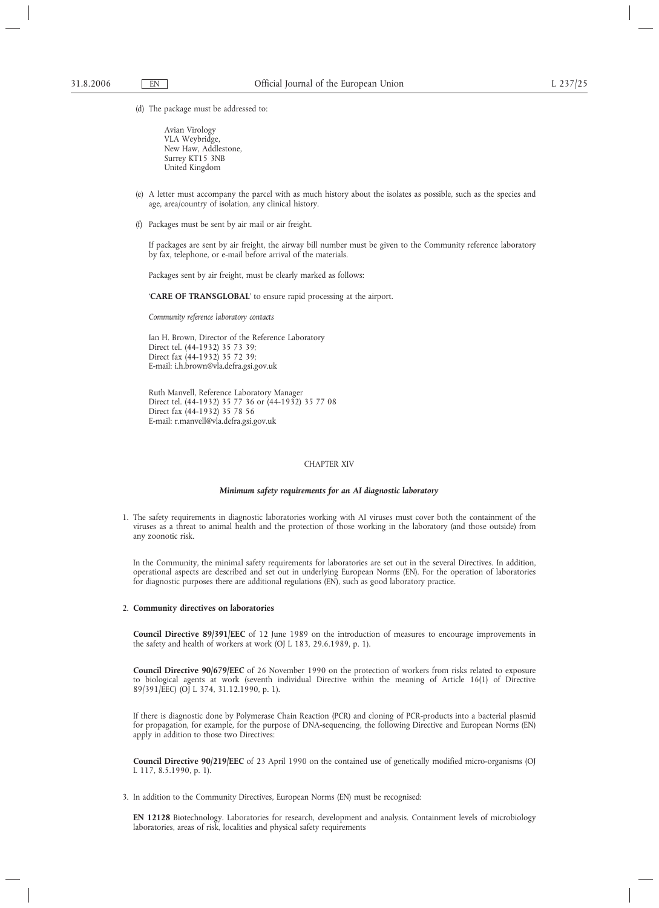(d) The package must be addressed to:

Avian Virology
VLA Weybridge,
New Haw, Addlestone,
Surrey KT15 3NB
United Kingdom

(e) A letter must accompany the parcel with as much history about the isolates as possible, such as the species and age, area/country of isolation, any clinical history.

(f) Packages must be sent by air mail or air freight.

If packages are sent by air freight, the airway bill number must be given to the Community reference laboratory by fax, telephone, or e-mail before arrival of the materials.

Packages sent by air freight, must be clearly marked as follows:

'**CARE OF TRANSGLOBAL**' to ensure rapid processing at the airport.

*Community reference laboratory contacts*

Ian H. Brown, Director of the Reference Laboratory
Direct tel. (44-1932) 35 73 39;
Direct fax (44-1932) 35 72 39;
E-mail: i.h.brown@vla.defra.gsi.gov.uk

Ruth Manvell, Reference Laboratory Manager
Direct tel. (44-1932) 35 77 36 or (44-1932) 35 77 08
Direct fax (44-1932) 35 78 56
E-mail: r.manvell@vla.defra.gsi.gov.uk

## CHAPTER XIV

### *Minimum safety requirements for an AI diagnostic laboratory*

1. The safety requirements in diagnostic laboratories working with AI viruses must cover both the containment of the viruses as a threat to animal health and the protection of those working in the laboratory (and those outside) from any zoonotic risk.

   In the Community, the minimal safety requirements for laboratories are set out in the several Directives. In addition, operational aspects are described and set out in underlying European Norms (EN). For the operation of laboratories for diagnostic purposes there are additional regulations (EN), such as good laboratory practice.

2. **Community directives on laboratories**

   **Council Directive 89/391/EEC** of 12 June 1989 on the introduction of measures to encourage improvements in the safety and health of workers at work (OJ L 183, 29.6.1989, p. 1).

   **Council Directive 90/679/EEC** of 26 November 1990 on the protection of workers from risks related to exposure to biological agents at work (seventh individual Directive within the meaning of Article 16(1) of Directive 89/391/EEC) (OJ L 374, 31.12.1990, p. 1).

   If there is diagnostic done by Polymerase Chain Reaction (PCR) and cloning of PCR-products into a bacterial plasmid for propagation, for example, for the purpose of DNA-sequencing, the following Directive and European Norms (EN) apply in addition to those two Directives:

   **Council Directive 90/219/EEC** of 23 April 1990 on the contained use of genetically modified micro-organisms (OJ L 117, 8.5.1990, p. 1).

3. In addition to the Community Directives, European Norms (EN) must be recognised:

   **EN 12128** Biotechnology. Laboratories for research, development and analysis. Containment levels of microbiology laboratories, areas of risk, localities and physical safety requirements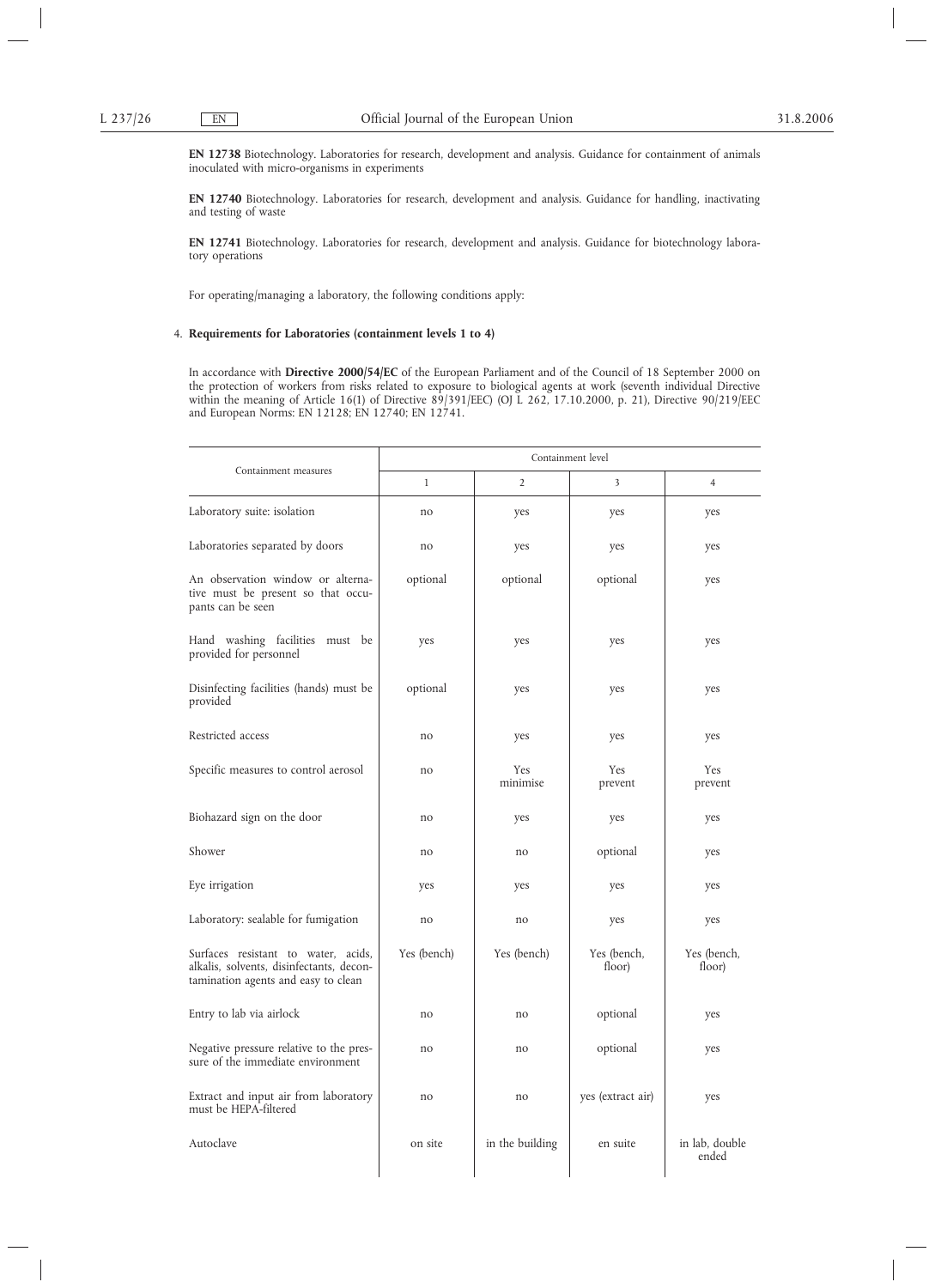**EN 12738** Biotechnology. Laboratories for research, development and analysis. Guidance for containment of animals inoculated with micro-organisms in experiments

**EN 12740** Biotechnology. Laboratories for research, development and analysis. Guidance for handling, inactivating and testing of waste

**EN 12741** Biotechnology. Laboratories for research, development and analysis. Guidance for biotechnology laboratory operations

For operating/managing a laboratory, the following conditions apply:

4. **Requirements for Laboratories (containment levels 1 to 4)**

In accordance with **Directive 2000/54/EC** of the European Parliament and of the Council of 18 September 2000 on the protection of workers from risks related to exposure to biological agents at work (seventh individual Directive within the meaning of Article 16(1) of Directive 89/391/EEC) (OJ L 262, 17.10.2000, p. 21), Directive 90/219/EEC and European Norms: EN 12128; EN 12740; EN 12741.

| Containment measures | Containment level | | | |
|---|---|---|---|---|
| | 1 | 2 | 3 | 4 |
| Laboratory suite: isolation | no | yes | yes | yes |
| Laboratories separated by doors | no | yes | yes | yes |
| An observation window or alternative must be present so that occupants can be seen | optional | optional | optional | yes |
| Hand washing facilities must be provided for personnel | yes | yes | yes | yes |
| Disinfecting facilities (hands) must be provided | optional | yes | yes | yes |
| Restricted access | no | yes | yes | yes |
| Specific measures to control aerosol | no | Yes minimise | Yes prevent | Yes prevent |
| Biohazard sign on the door | no | yes | yes | yes |
| Shower | no | no | optional | yes |
| Eye irrigation | yes | yes | yes | yes |
| Laboratory: sealable for fumigation | no | no | yes | yes |
| Surfaces resistant to water, acids, alkalis, solvents, disinfectants, decontamination agents and easy to clean | Yes (bench) | Yes (bench) | Yes (bench, floor) | Yes (bench, floor) |
| Entry to lab via airlock | no | no | optional | yes |
| Negative pressure relative to the pressure of the immediate environment | no | no | optional | yes |
| Extract and input air from laboratory must be HEPA-filtered | no | no | yes (extract air) | yes |
| Autoclave | on site | in the building | en suite | in lab, double ended |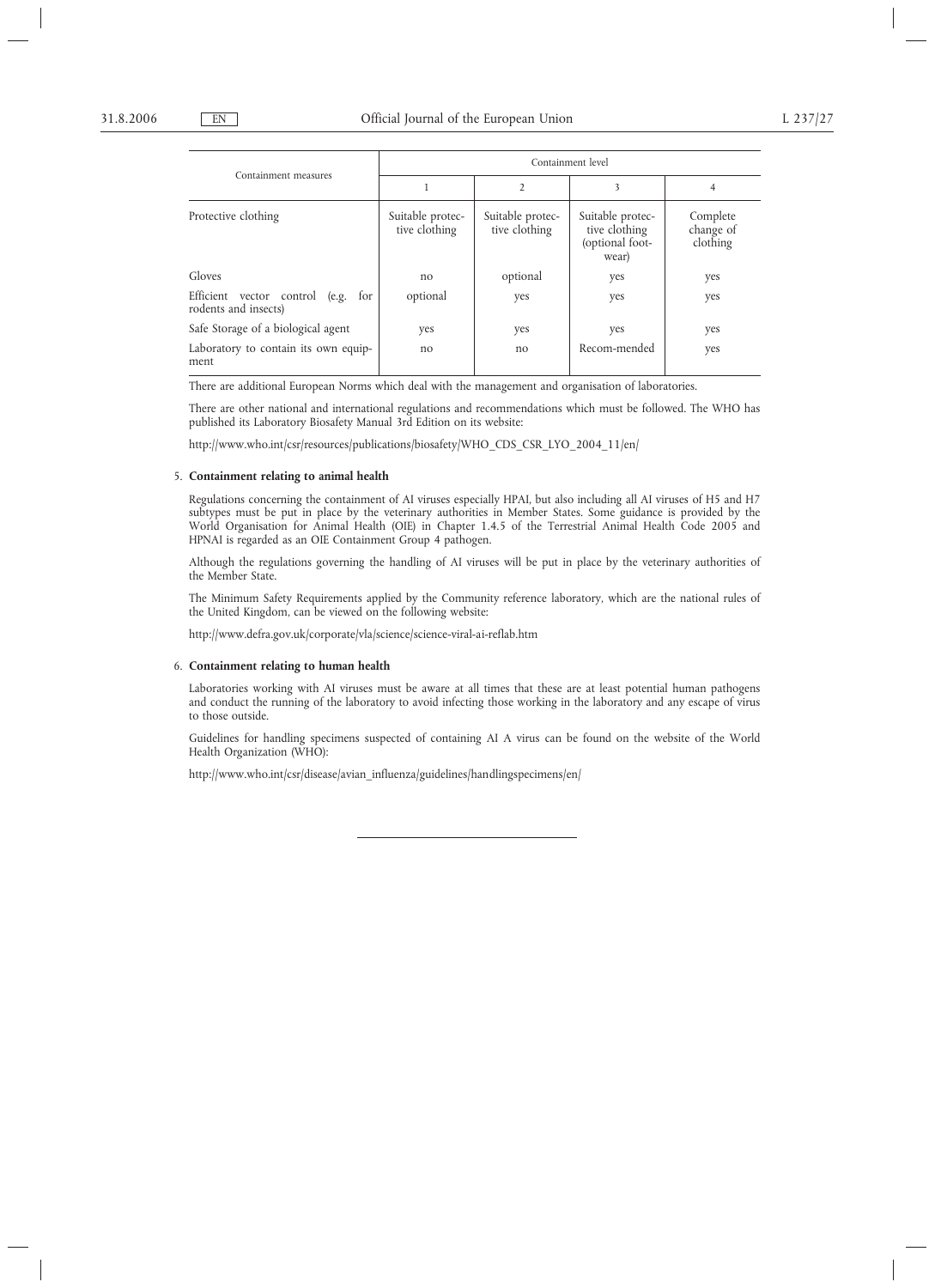| Containment measures | Containment level | | | |
|---|---|---|---|---|
| | 1 | 2 | 3 | 4 |
| Protective clothing | Suitable protective clothing | Suitable protective clothing | Suitable protective clothing (optional footwear) | Complete change of clothing |
| Gloves | no | optional | yes | yes |
| Efficient vector control (e.g. for rodents and insects) | optional | yes | yes | yes |
| Safe Storage of a biological agent | yes | yes | yes | yes |
| Laboratory to contain its own equipment | no | no | Recom-mended | yes |

There are additional European Norms which deal with the management and organisation of laboratories.

There are other national and international regulations and recommendations which must be followed. The WHO has published its Laboratory Biosafety Manual 3rd Edition on its website:

http://www.who.int/csr/resources/publications/biosafety/WHO_CDS_CSR_LYO_2004_11/en/

5. **Containment relating to animal health**

Regulations concerning the containment of AI viruses especially HPAI, but also including all AI viruses of H5 and H7 subtypes must be put in place by the veterinary authorities in Member States. Some guidance is provided by the World Organisation for Animal Health (OIE) in Chapter 1.4.5 of the Terrestrial Animal Health Code 2005 and HPNAI is regarded as an OIE Containment Group 4 pathogen.

Although the regulations governing the handling of AI viruses will be put in place by the veterinary authorities of the Member State.

The Minimum Safety Requirements applied by the Community reference laboratory, which are the national rules of the United Kingdom, can be viewed on the following website:

http://www.defra.gov.uk/corporate/vla/science/science-viral-ai-reflab.htm

6. **Containment relating to human health**

Laboratories working with AI viruses must be aware at all times that these are at least potential human pathogens and conduct the running of the laboratory to avoid infecting those working in the laboratory and any escape of virus to those outside.

Guidelines for handling specimens suspected of containing AI A virus can be found on the website of the World Health Organization (WHO):

http://www.who.int/csr/disease/avian_influenza/guidelines/handlingspecimens/en/